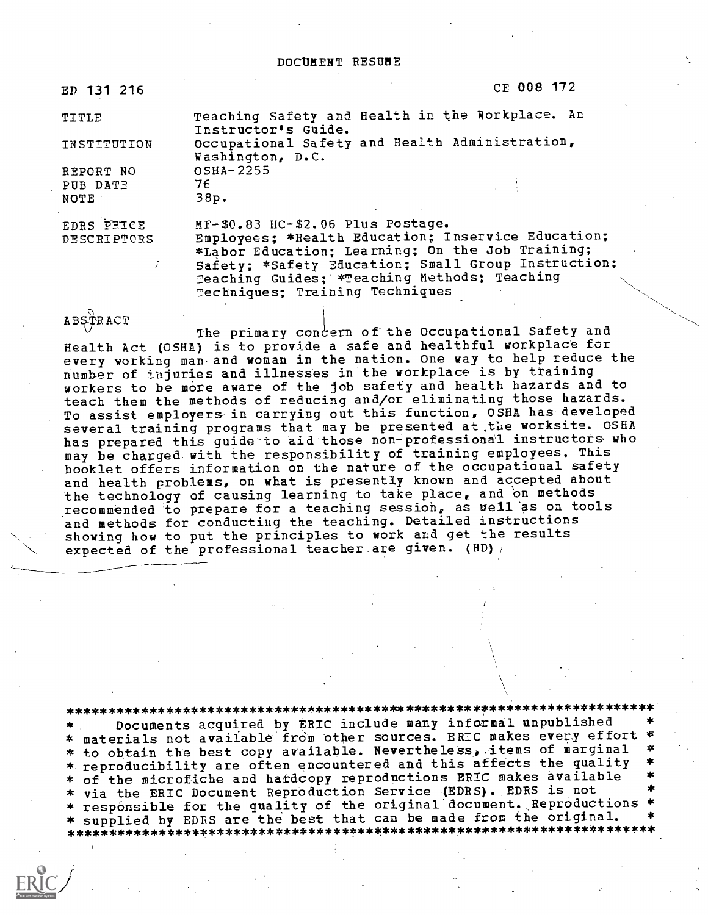# DOCUMENT RESUME

| | |
|---|---|
| ED 131 216 | CE 008 172 |
| TITLE | Teaching Safety and Health in the Workplace. An Instructor's Guide. |
| INSTITUTION | Occupational Safety and Health Administration, Washington, D.C. |
| REPORT NO | OSHA-2255 |
| PUB DATE | 76 |
| NOTE | 38p. |
| EDRS PRICE | MF-$0.83 HC-$2.06 Plus Postage. |
| DESCRIPTORS | Employees; *Health Education; Inservice Education; *Labor Education; Learning; On the Job Training; Safety; *Safety Education; Small Group Instruction; Teaching Guides; *Teaching Methods; Teaching Techniques; Training Techniques |

ABSTRACT

The primary concern of the Occupational Safety and Health Act (OSHA) is to provide a safe and healthful workplace for every working man and woman in the nation. One way to help reduce the number of injuries and illnesses in the workplace is by training workers to be more aware of the job safety and health hazards and to teach them the methods of reducing and/or eliminating those hazards. To assist employers in carrying out this function, OSHA has developed several training programs that may be presented at the worksite. OSHA has prepared this guide to aid those non-professional instructors who may be charged with the responsibility of training employees. This booklet offers information on the nature of the occupational safety and health problems, on what is presently known and accepted about the technology of causing learning to take place, and on methods recommended to prepare for a teaching session, as well as on tools and methods for conducting the teaching. Detailed instructions showing how to put the principles to work and get the results expected of the professional teacher are given. (HD)

********************************************************************
* Documents acquired by ERIC include many informal unpublished *
* materials not available from other sources. ERIC makes every effort *
* to obtain the best copy available. Nevertheless, items of marginal *
* reproducibility are often encountered and this affects the quality *
* of the microfiche and hardcopy reproductions ERIC makes available *
* via the ERIC Document Reproduction Service (EDRS). EDRS is not *
* responsible for the quality of the original document. Reproductions *
* supplied by EDRS are the best that can be made from the original. *
********************************************************************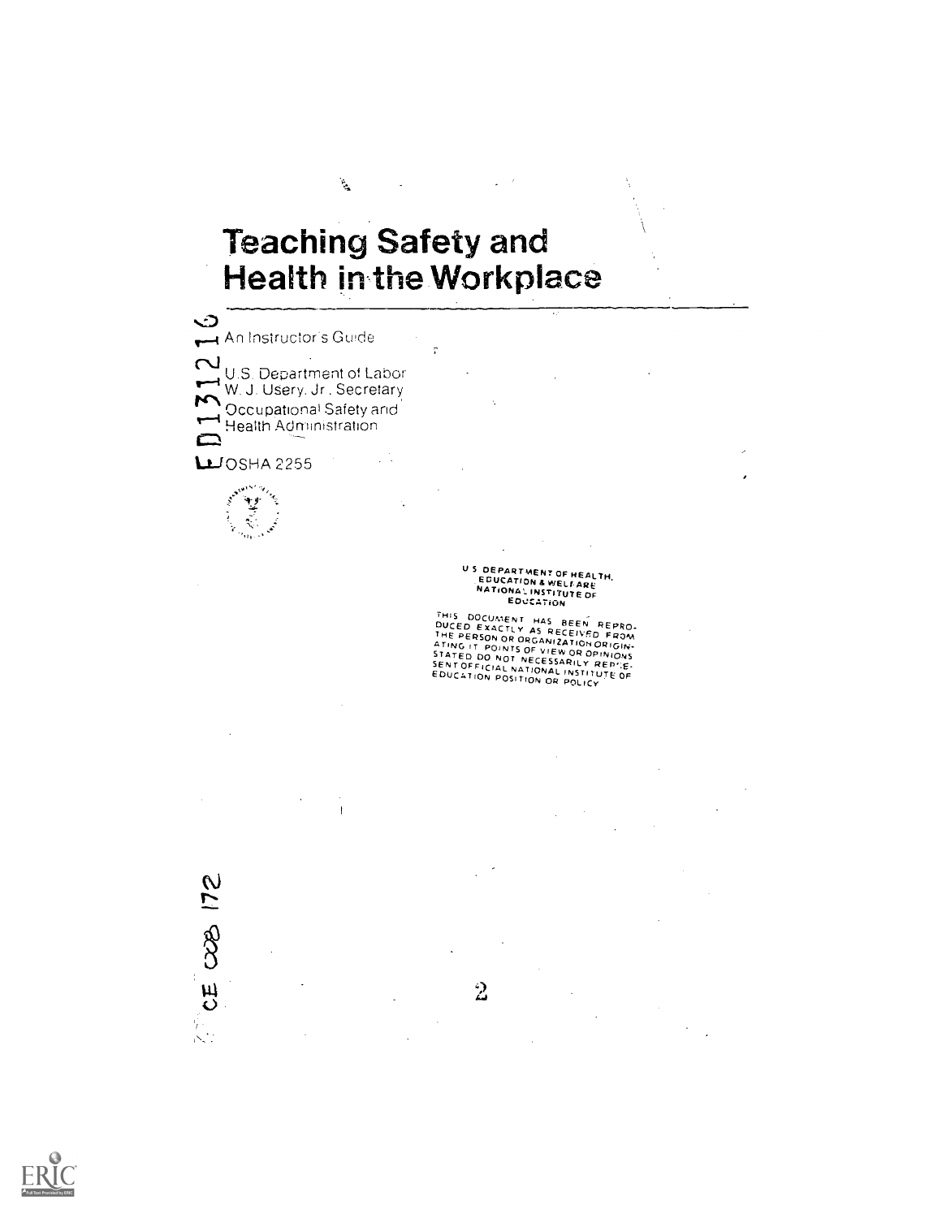# Teaching Safety and Health in the Workplace

An Instructor's Guide

U.S. Department of Labor
W. J. Usery, Jr., Secretary
Occupational Safety and Health Administration

OSHA 2255

U S DEPARTMENT OF HEALTH, EDUCATION & WELFARE
NATIONAL INSTITUTE OF EDUCATION

THIS DOCUMENT HAS BEEN REPRODUCED EXACTLY AS RECEIVED FROM THE PERSON OR ORGANIZATION ORIGINATING IT. POINTS OF VIEW OR OPINIONS STATED DO NOT NECESSARILY REPRESENT OFFICIAL NATIONAL INSTITUTE OF EDUCATION POSITION OR POLICY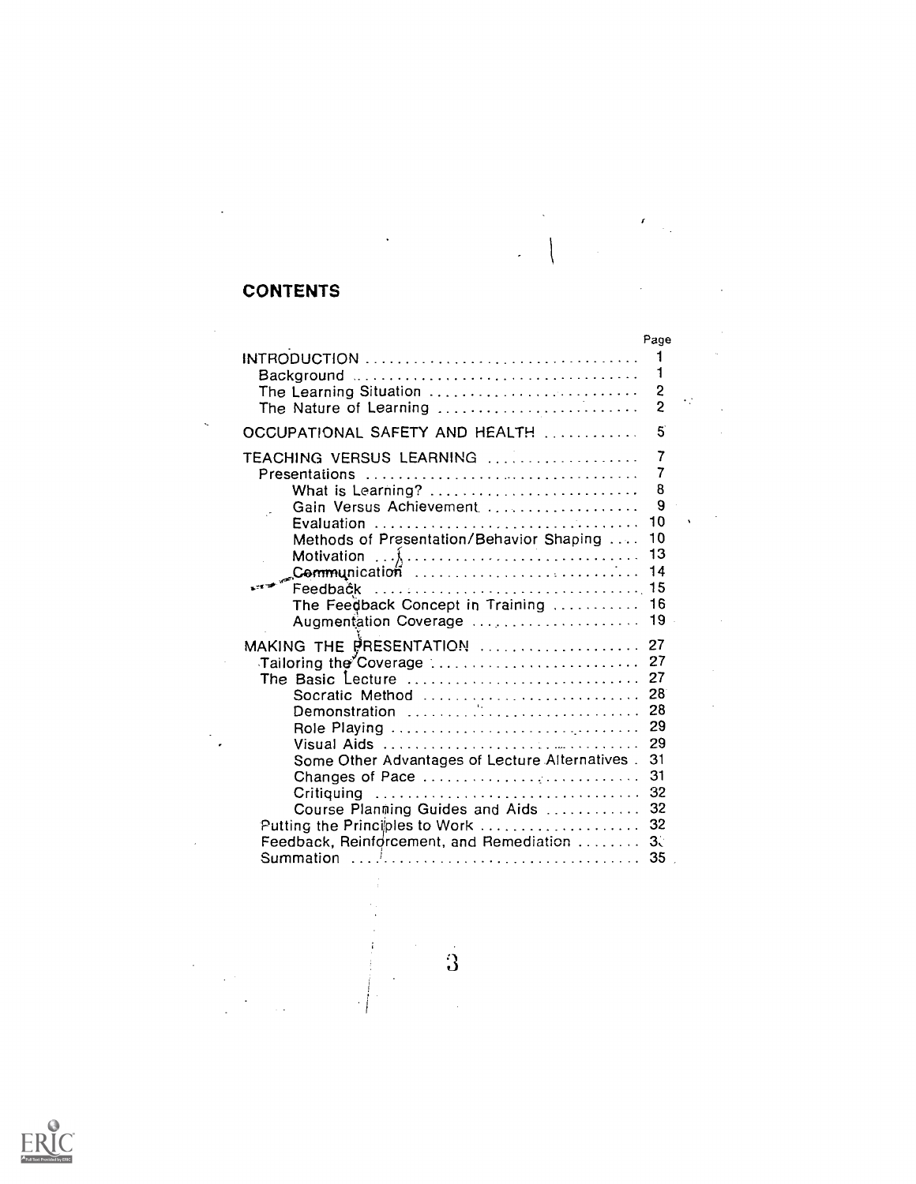# CONTENTS

| | Page |
|---|---|
| INTRODUCTION | 1 |
| Background | 1 |
| The Learning Situation | 2 |
| The Nature of Learning | 2 |
| OCCUPATIONAL SAFETY AND HEALTH | 5 |
| TEACHING VERSUS LEARNING | 7 |
| Presentations | 7 |
| What is Learning? | 8 |
| Gain Versus Achievement | 9 |
| Evaluation | 10 |
| Methods of Presentation/Behavior Shaping | 10 |
| Motivation | 13 |
| Communication | 14 |
| Feedback | 15 |
| The Feedback Concept in Training | 16 |
| Augmentation Coverage | 19 |
| MAKING THE PRESENTATION | 27 |
| Tailoring the Coverage | 27 |
| The Basic Lecture | 27 |
| Socratic Method | 28 |
| Demonstration | 28 |
| Role Playing | 29 |
| Visual Aids | 29 |
| Some Other Advantages of Lecture Alternatives | 31 |
| Changes of Pace | 31 |
| Critiquing | 32 |
| Course Planning Guides and Aids | 32 |
| Putting the Principles to Work | 32 |
| Feedback, Reinforcement, and Remediation | 3 |
| Summation | 35 |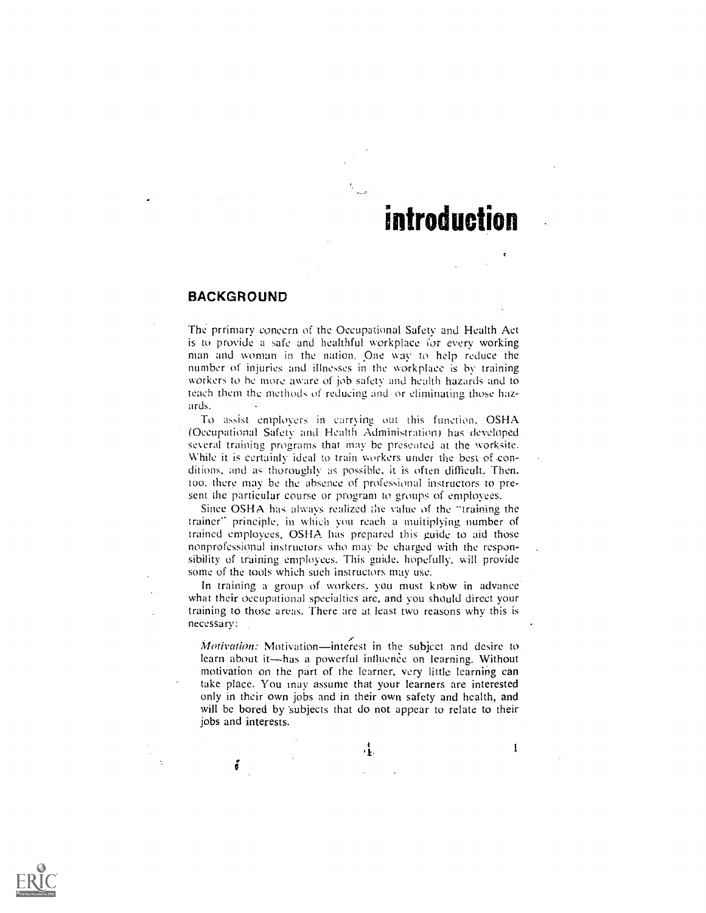# introduction

## BACKGROUND

The prrimary concern of the Occupational Safety and Health Act is to provide a safe and healthful workplace for every working man and woman in the nation. One way to help reduce the number of injuries and illnesses in the workplace is by training workers to be more aware of job safety and health hazards and to teach them the methods of reducing and/or eliminating those hazards.

To assist employers in carrying out this function, OSHA (Occupational Safety and Health Administration) has developed several training programs that may be presented at the worksite. While it is certainly ideal to train workers under the best of conditions, and as thoroughly as possible, it is often difficult. Then, too, there may be the absence of professional instructors to present the particular course or program to groups of employees.

Since OSHA has always realized the value of the "training the trainer" principle, in which you reach a multiplying number of trained employees, OSHA has prepared this guide to aid those nonprofessional instructors who may be charged with the responsibility of training employees. This guide, hopefully, will provide some of the tools which such instructors may use.

In training a group of workers, you must know in advance what their occupational specialties are, and you should direct your training to those areas. There are at least two reasons why this is necessary:

*Motivation:* Motivation—interest in the subject and desire to learn about it—has a powerful influence on learning. Without motivation on the part of the learner, very little learning can take place. You may assume that your learners are interested only in their own jobs and in their own safety and health, and will be bored by subjects that do not appear to relate to their jobs and interests.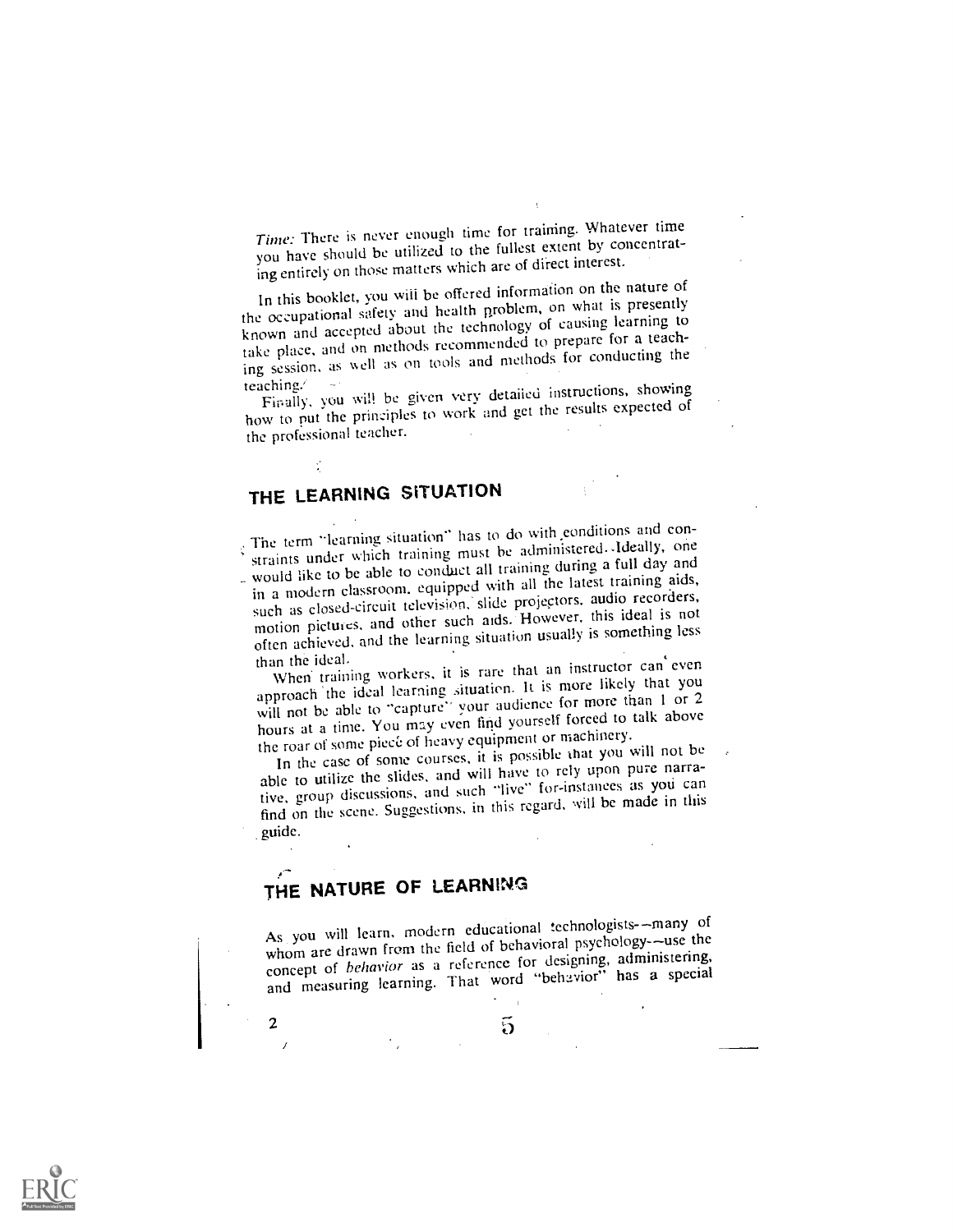*Time:* There is never enough time for training. Whatever time you have should be utilized to the fullest extent by concentrating entirely on those matters which are of direct interest.

In this booklet, you will be offered information on the nature of the occupational safety and health problem, on what is presently known and accepted about the technology of causing learning to take place, and on methods recommended to prepare for a teaching session, as well as on tools and methods for conducting the teaching.

Finally, you will be given very detailed instructions, showing how to put the principles to work and get the results expected of the professional teacher.

## THE LEARNING SITUATION

The term "learning situation" has to do with conditions and constraints under which training must be administered. Ideally, one would like to be able to conduct all training during a full day and in a modern classroom, equipped with all the latest training aids, such as closed-circuit television, slide projectors, audio recorders, motion pictures, and other such aids. However, this ideal is not often achieved, and the learning situation usually is something less than the ideal.

When training workers, it is rare that an instructor can even approach the ideal learning situation. It is more likely that you will not be able to "capture" your audience for more than 1 or 2 hours at a time. You may even find yourself forced to talk above the roar of some piece of heavy equipment or machinery.

In the case of some courses, it is possible that you will not be able to utilize the slides, and will have to rely upon pure narrative, group discussions, and such "live" for-instances as you can find on the scene. Suggestions, in this regard, will be made in this guide.

## THE NATURE OF LEARNING

As you will learn, modern educational technologists—many of whom are drawn from the field of behavioral psychology—use the concept of *behavior* as a reference for designing, administering, and measuring learning. That word "behavior" has a special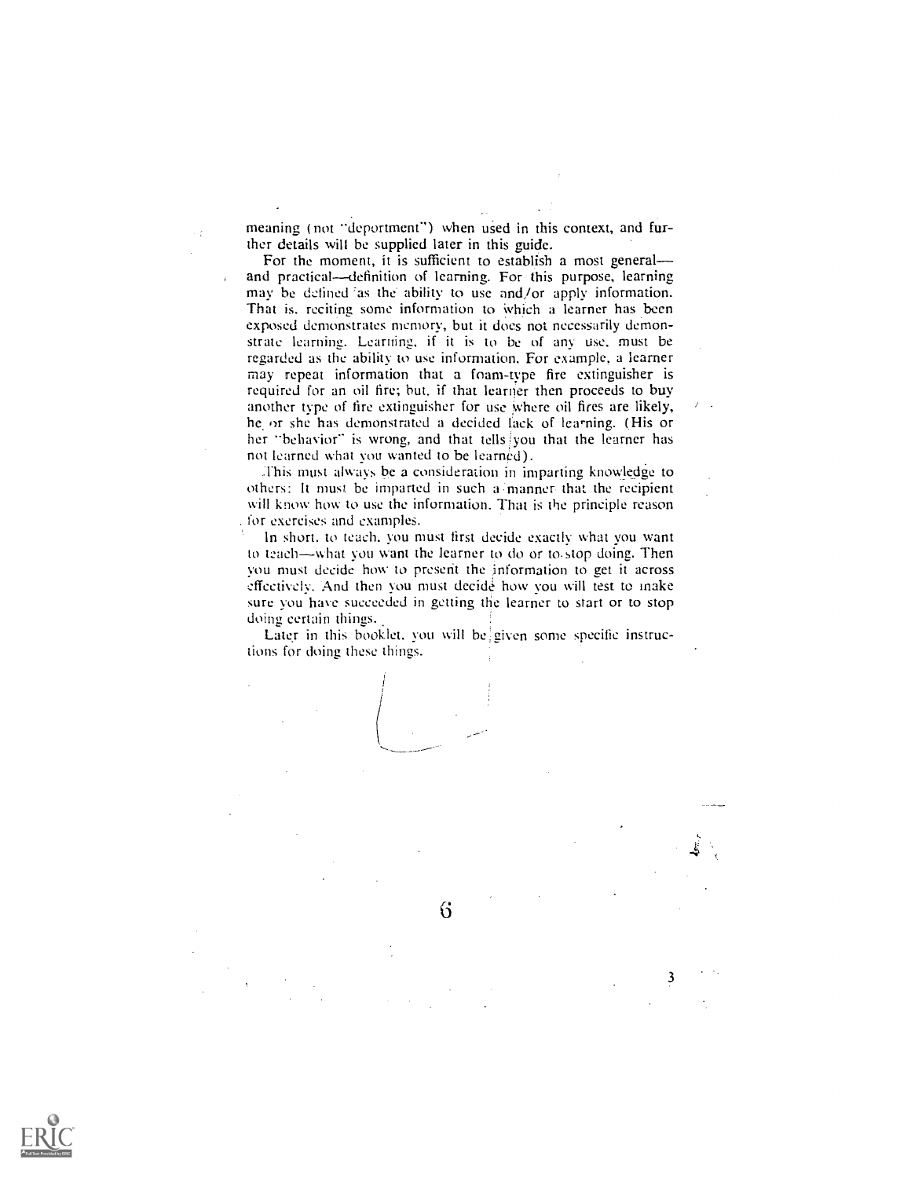meaning (not "deportment") when used in this context, and further details will be supplied later in this guide.

For the moment, it is sufficient to establish a most general—and practical—definition of learning. For this purpose, learning may be defined as the ability to use and/or apply information. That is, reciting some information to which a learner has been exposed demonstrates memory, but it does not necessarily demonstrate learning. Learning, if it is to be of any use, must be regarded as the ability to use information. For example, a learner may repeat information that a foam-type fire extinguisher is required for an oil fire; but, if that learner then proceeds to buy another type of fire extinguisher for use where oil fires are likely, he or she has demonstrated a decided lack of learning. (His or her "behavior" is wrong, and that tells you that the learner has not learned what you wanted to be learned).

This must always be a consideration in imparting knowledge to others: It must be imparted in such a manner that the recipient will know how to use the information. That is the principle reason for exercises and examples.

In short, to teach, you must first decide exactly what you want to teach—what you want the learner to do or to stop doing. Then you must decide how to present the information to get it across effectively. And then you must decide how you will test to make sure you have succeeded in getting the learner to start or to stop doing certain things.

Later in this booklet, you will be given some specific instructions for doing these things.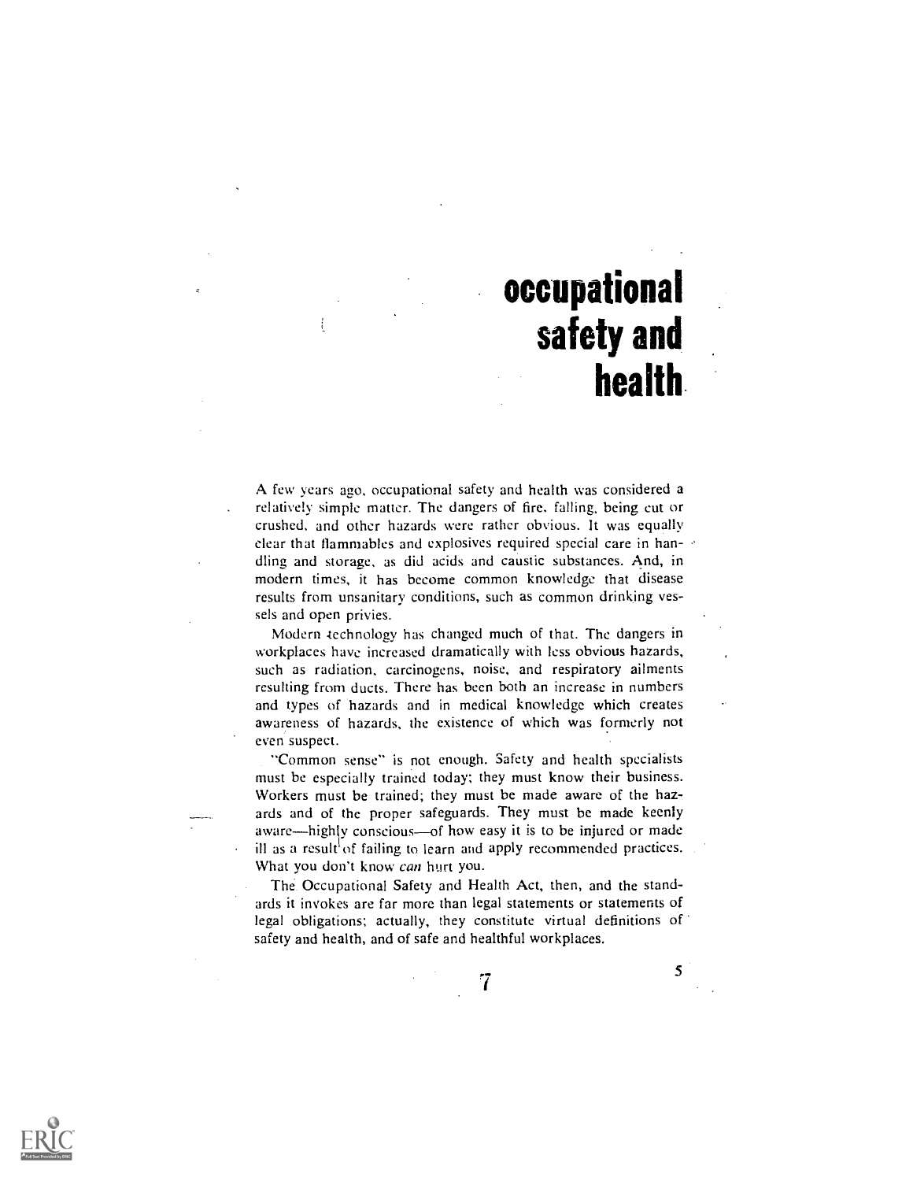# occupational safety and health

A few years ago, occupational safety and health was considered a relatively simple matter. The dangers of fire, falling, being cut or crushed, and other hazards were rather obvious. It was equally clear that flammables and explosives required special care in handling and storage, as did acids and caustic substances. And, in modern times, it has become common knowledge that disease results from unsanitary conditions, such as common drinking vessels and open privies.

Modern technology has changed much of that. The dangers in workplaces have increased dramatically with less obvious hazards, such as radiation, carcinogens, noise, and respiratory ailments resulting from ducts. There has been both an increase in numbers and types of hazards and in medical knowledge which creates awareness of hazards, the existence of which was formerly not even suspect.

"Common sense" is not enough. Safety and health specialists must be especially trained today; they must know their business. Workers must be trained; they must be made aware of the hazards and of the proper safeguards. They must be made keenly aware—highly conscious—of how easy it is to be injured or made ill as a result of failing to learn and apply recommended practices. What you don't know *can* hurt you.

The Occupational Safety and Health Act, then, and the standards it invokes are far more than legal statements or statements of legal obligations; actually, they constitute virtual definitions of safety and health, and of safe and healthful workplaces.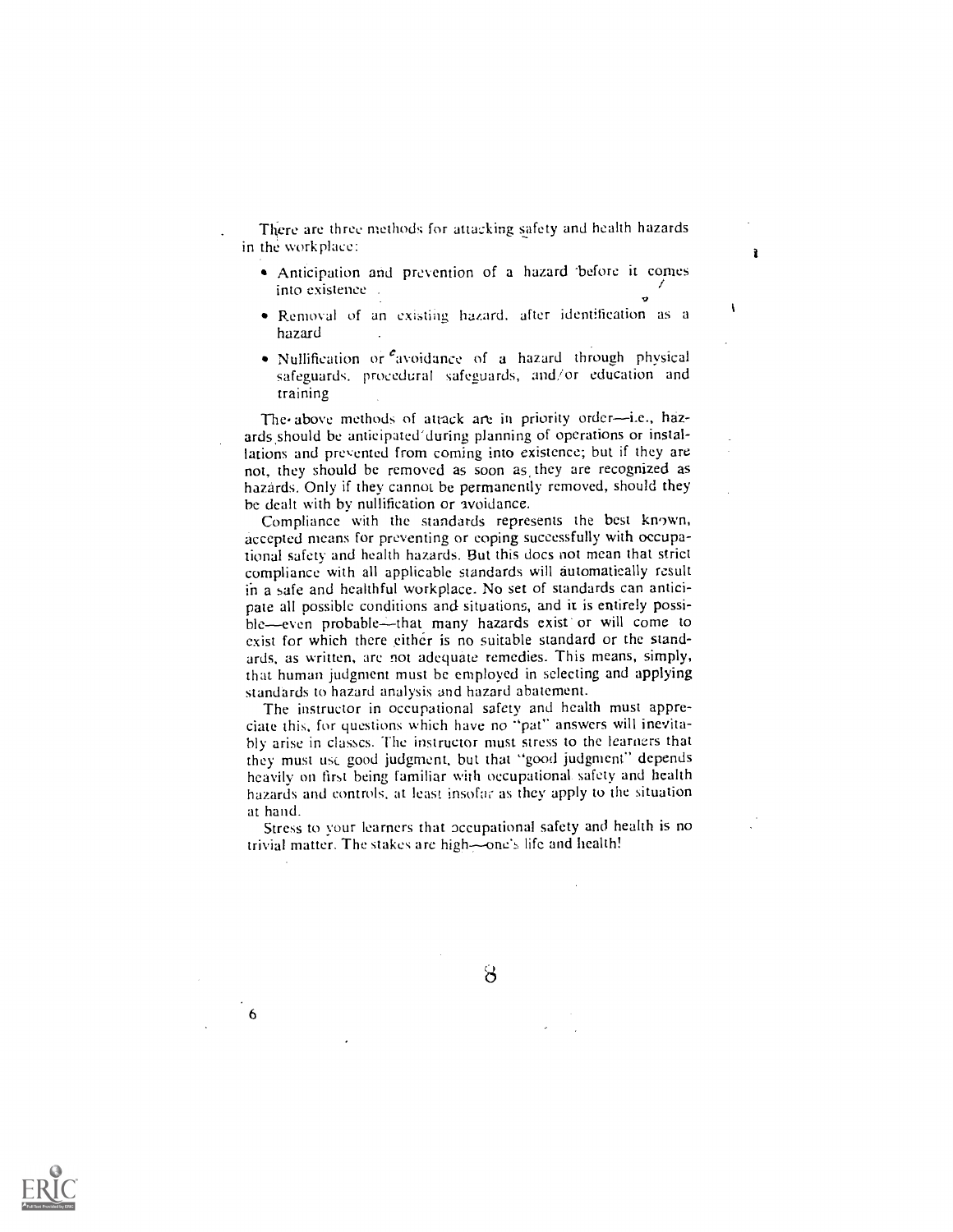There are three methods for attacking safety and health hazards in the workplace:

- Anticipation and prevention of a hazard before it comes into existence
- Removal of an existing hazard, after identification as a hazard
- Nullification or avoidance of a hazard through physical safeguards, procedural safeguards, and/or education and training

The above methods of attack are in priority order—i.e., hazards should be anticipated during planning of operations or installations and prevented from coming into existence; but if they are not, they should be removed as soon as they are recognized as hazards. Only if they cannot be permanently removed, should they be dealt with by nullification or avoidance.

Compliance with the standards represents the best known, accepted means for preventing or coping successfully with occupational safety and health hazards. But this does not mean that strict compliance with all applicable standards will automatically result in a safe and healthful workplace. No set of standards can anticipate all possible conditions and situations, and it is entirely possible—even probable—that many hazards exist or will come to exist for which there either is no suitable standard or the standards, as written, are not adequate remedies. This means, simply, that human judgment must be employed in selecting and applying standards to hazard analysis and hazard abatement.

The instructor in occupational safety and health must appreciate this, for questions which have no "pat" answers will inevitably arise in classes. The instructor must stress to the learners that they must use good judgment, but that "good judgment" depends heavily on first being familiar with occupational safety and health hazards and controls, at least insofar as they apply to the situation at hand.

Stress to your learners that occupational safety and health is no trivial matter. The stakes are high—one's life and health!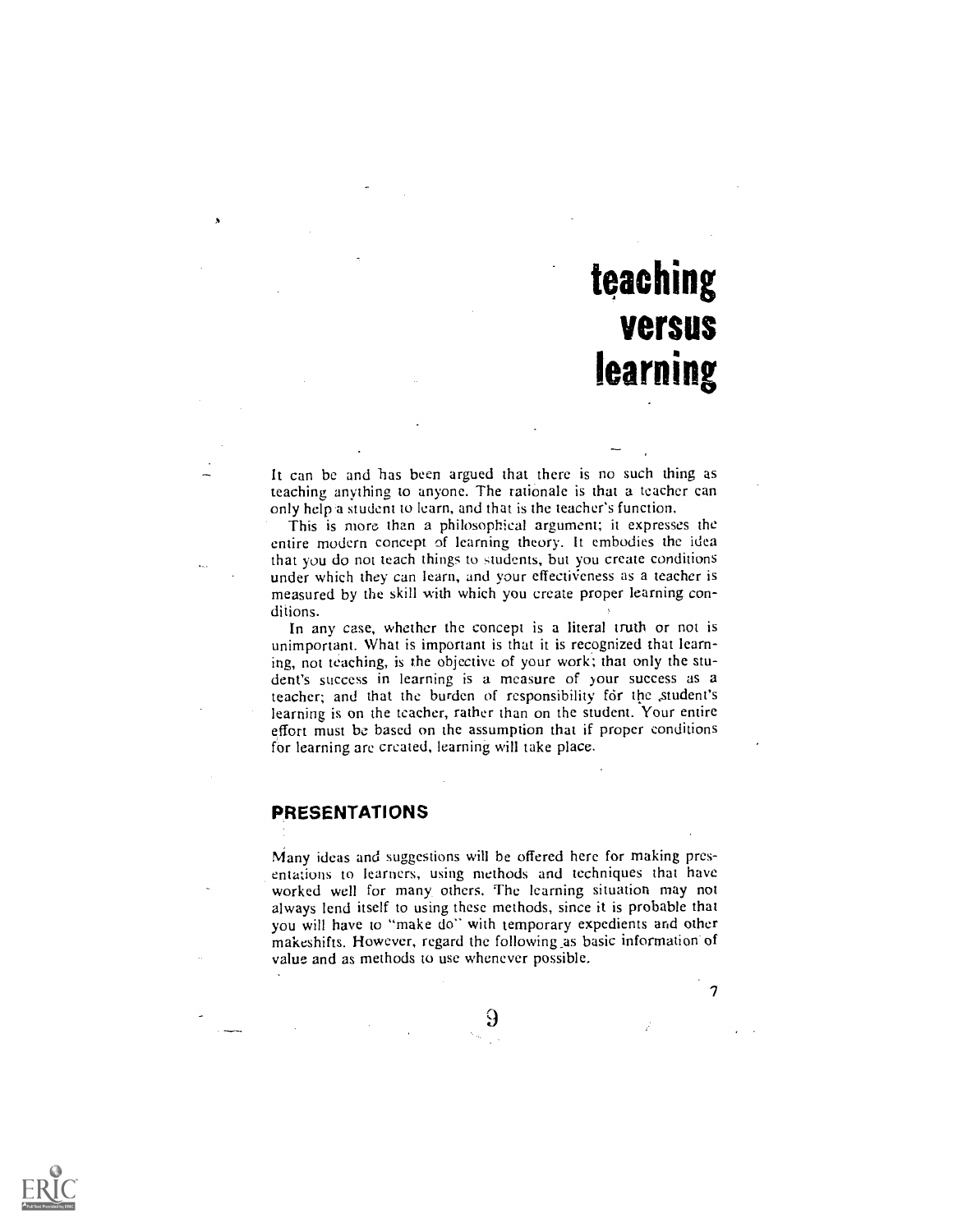# teaching versus learning

It can be and has been argued that there is no such thing as teaching anything to anyone. The rationale is that a teacher can only help a student to learn, and that is the teacher's function.

This is more than a philosophical argument; it expresses the entire modern concept of learning theory. It embodies the idea that you do not teach things to students, but you create conditions under which they can learn, and your effectiveness as a teacher is measured by the skill with which you create proper learning conditions.

In any case, whether the concept is a literal truth or not is unimportant. What is important is that it is recognized that learning, not teaching, is the objective of your work; that only the student's success in learning is a measure of your success as a teacher; and that the burden of responsibility for the student's learning is on the teacher, rather than on the student. Your entire effort must be based on the assumption that if proper conditions for learning are created, learning will take place.

## PRESENTATIONS

Many ideas and suggestions will be offered here for making presentations to learners, using methods and techniques that have worked well for many others. The learning situation may not always lend itself to using these methods, since it is probable that you will have to "make do" with temporary expedients and other makeshifts. However, regard the following as basic information of value and as methods to use whenever possible.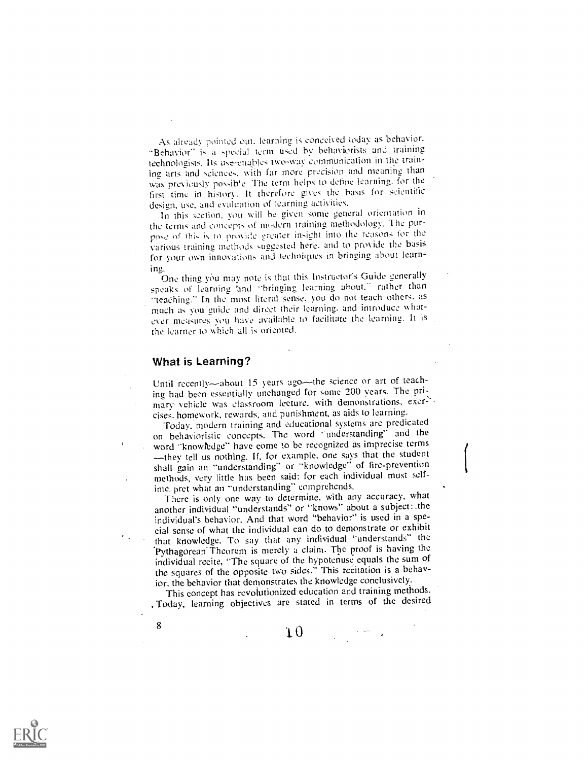As already pointed out, learning is conceived today as behavior. "Behavior" is a special term used by behaviorists and training technologists. Its use enables two-way communication in the training arts and sciences, with far more precision and meaning than was previously possible. The term helps to define learning, for the first time in history. It therefore gives the basis for scientific design, use, and evaluation of learning activities.

In this section, you will be given some general orientation in the terms and concepts of modern training methodology. The purpose of this is to provide greater insight into the reasons for the various training methods suggested here, and to provide the basis for your own innovations and techniques in bringing about learning.

One thing you may note is that this Instructor's Guide generally speaks of learning and "bringing learning about," rather than "teaching." In the most literal sense, you do not teach others, as much as you guide and direct their learning, and introduce whatever measures you have available to facilitate the learning. It is the learner to which all is oriented.

## What is Learning?

Until recently—about 15 years ago—the science or art of teaching had been essentially unchanged for some 200 years. The primary vehicle was classroom lecture, with demonstrations, exercises, homework, rewards, and punishment, as aids to learning.

Today, modern training and educational systems are predicated on behavioristic concepts. The word "understanding" and the word "knowledge" have come to be recognized as imprecise terms—they tell us nothing. If, for example, one says that the student shall gain an "understanding" or "knowledge" of fire-prevention methods, very little has been said: for each individual must self-interpret what an "understanding" comprehends.

There is only one way to determine, with any accuracy, what another individual "understands" or "knows" about a subject: the individual's behavior. And that word "behavior" is used in a special sense of what the individual can do to demonstrate or exhibit that knowledge. To say that any individual "understands" the Pythagorean Theorem is merely a claim. The proof is having the individual recite, "The square of the hypotenuse equals the sum of the squares of the opposite two sides." This recitation is a behavior, the behavior that demonstrates the knowledge conclusively.

This concept has revolutionized education and training methods. Today, learning objectives are stated in terms of the desired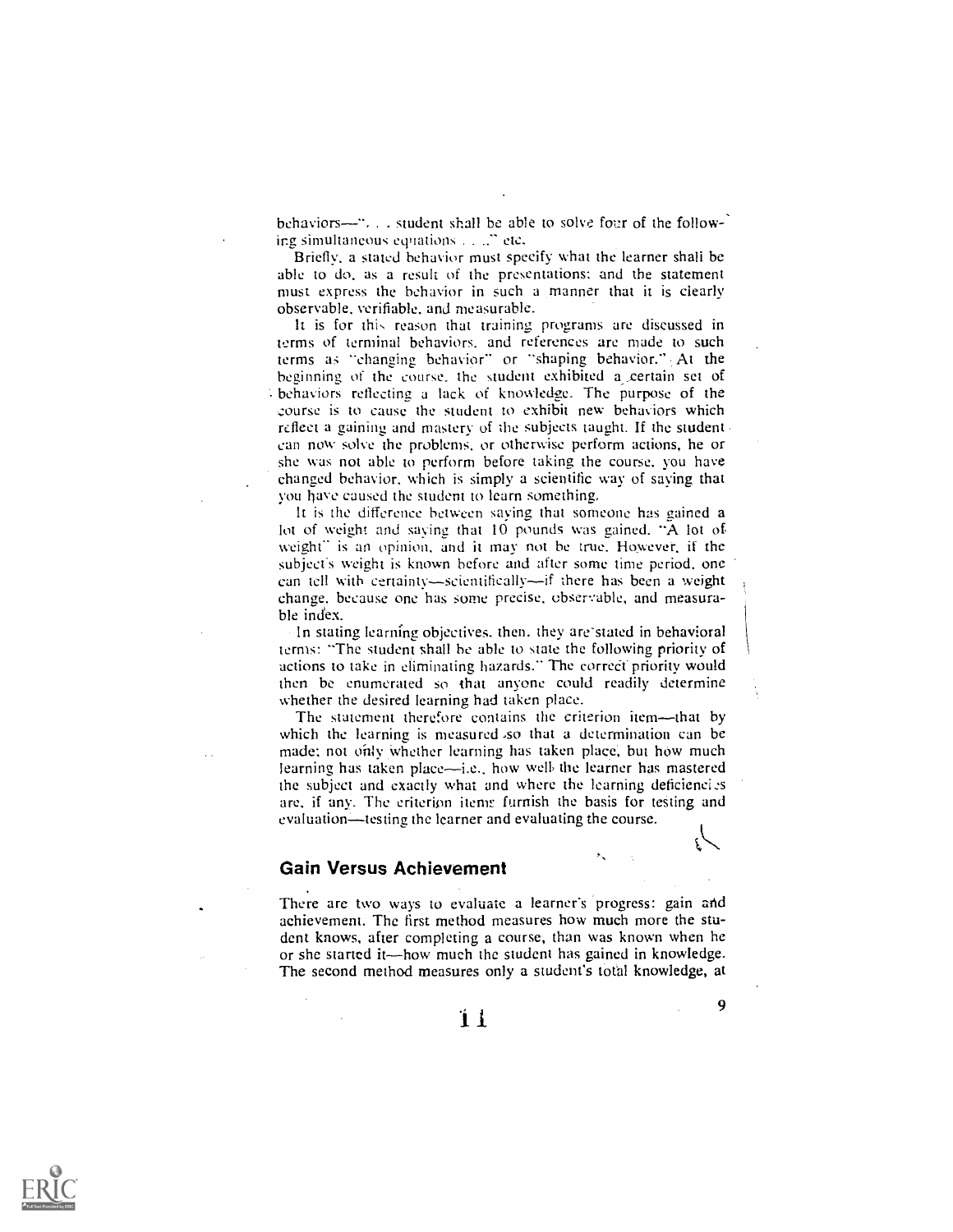behaviors—". . . student shall be able to solve four of the following simultaneous equations . . . ." etc.

Briefly, a stated behavior must specify what the learner shall be able to do, as a result of the presentations; and the statement must express the behavior in such a manner that it is clearly observable, verifiable, and measurable.

It is for this reason that training programs are discussed in terms of terminal behaviors, and references are made to such terms as "changing behavior" or "shaping behavior." At the beginning of the course, the student exhibited a certain set of behaviors reflecting a lack of knowledge. The purpose of the course is to cause the student to exhibit new behaviors which reflect a gaining and mastery of the subjects taught. If the student can now solve the problems, or otherwise perform actions, he or she was not able to perform before taking the course, you have changed behavior, which is simply a scientific way of saying that you have caused the student to learn something.

It is the difference between saying that someone has gained a lot of weight and saying that 10 pounds was gained. "A lot of weight" is an opinion, and it may not be true. However, if the subject's weight is known before and after some time period, one can tell with certainty—scientifically—if there has been a weight change, because one has some precise, observable, and measurable index.

In stating learning objectives, then, they are stated in behavioral terms: "The student shall be able to state the following priority of actions to take in eliminating hazards." The correct priority would then be enumerated so that anyone could readily determine whether the desired learning had taken place.

The statement therefore contains the criterion item—that by which the learning is measured so that a determination can be made; not only whether learning has taken place, but how much learning has taken place—i.e., how well the learner has mastered the subject and exactly what and where the learning deficiencies are, if any. The criterion items furnish the basis for testing and evaluation—testing the learner and evaluating the course.

## Gain Versus Achievement

There are two ways to evaluate a learner's progress: gain and achievement. The first method measures how much more the student knows, after completing a course, than was known when he or she started it—how much the student has gained in knowledge. The second method measures only a student's total knowledge, at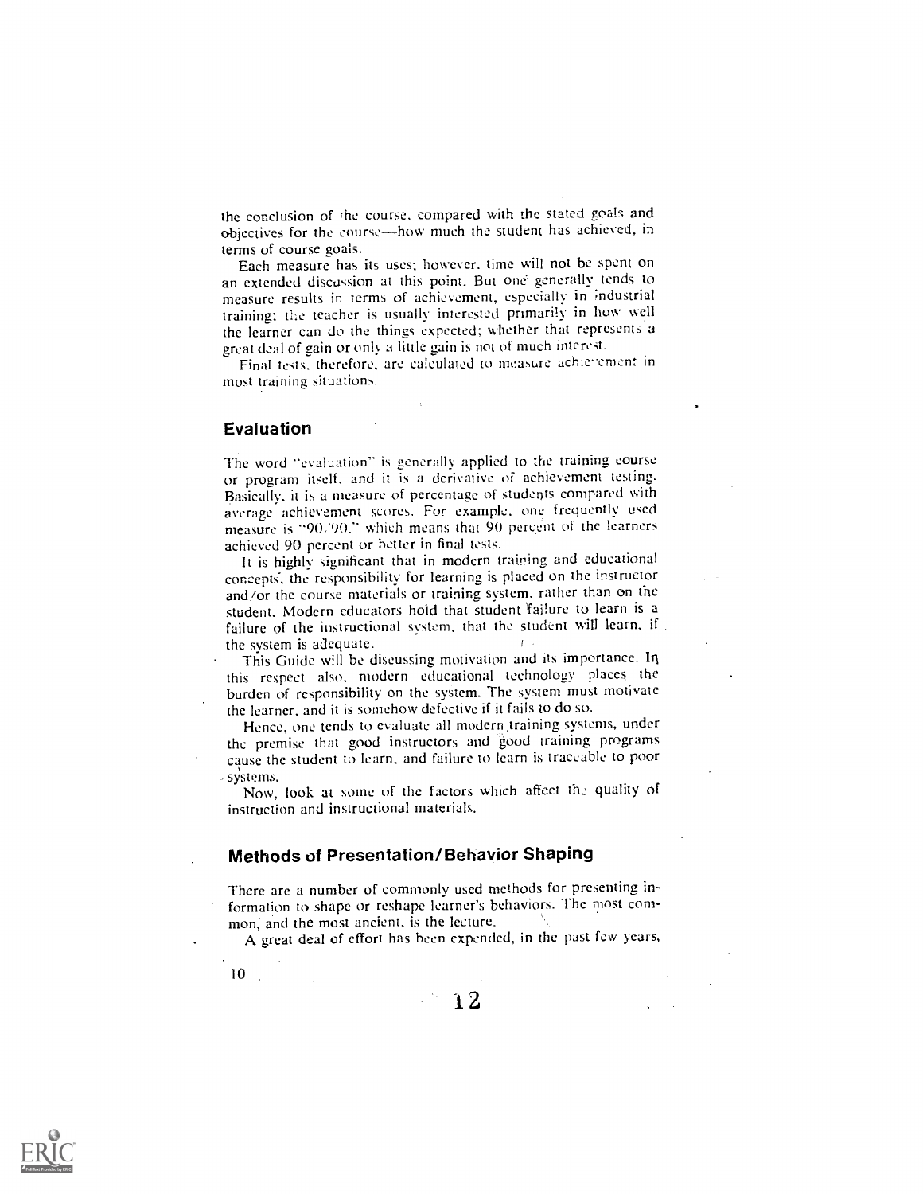the conclusion of the course, compared with the stated goals and objectives for the course—how much the student has achieved, in terms of course goals.

Each measure has its uses; however, time will not be spent on an extended discussion at this point. But one generally tends to measure results in terms of achievement, especially in industrial training; the teacher is usually interested primarily in how well the learner can do the things expected; whether that represents a great deal of gain or only a little gain is not of much interest.

Final tests, therefore, are calculated to measure achievement in most training situations.

## Evaluation

The word "evaluation" is generally applied to the training course or program itself, and it is a derivative of achievement testing. Basically, it is a measure of percentage of students compared with average achievement scores. For example, one frequently used measure is "90/90," which means that 90 percent of the learners achieved 90 percent or better in final tests.

It is highly significant that in modern training and educational concepts, the responsibility for learning is placed on the instructor and/or the course materials or training system, rather than on the student. Modern educators hold that student failure to learn is a failure of the instructional system, that the student will learn, if the system is adequate.

This Guide will be discussing motivation and its importance. In this respect also, modern educational technology places the burden of responsibility on the system. The system must motivate the learner, and it is somehow defective if it fails to do so.

Hence, one tends to evaluate all modern training systems, under the premise that good instructors and good training programs cause the student to learn, and failure to learn is traceable to poor systems.

Now, look at some of the factors which affect the quality of instruction and instructional materials.

## Methods of Presentation/Behavior Shaping

There are a number of commonly used methods for presenting information to shape or reshape learner's behaviors. The most common, and the most ancient, is the lecture.

A great deal of effort has been expended, in the past few years,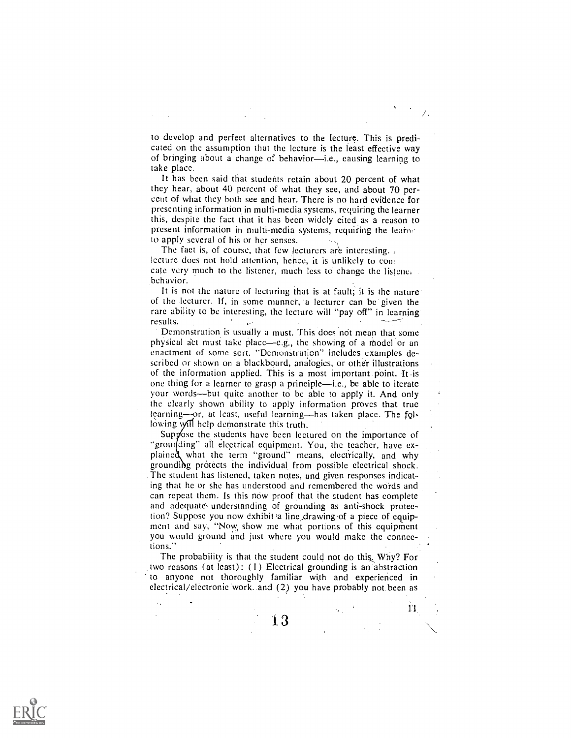to develop and perfect alternatives to the lecture. This is predicated on the assumption that the lecture is the least effective way of bringing about a change of behavior—i.e., causing learning to take place.

It has been said that students retain about 20 percent of what they hear, about 40 percent of what they see, and about 70 percent of what they both see and hear. There is no hard evidence for presenting information in multi-media systems, requiring the learner this, despite the fact that it has been widely cited as a reason to present information in multi-media systems, requiring the learner to apply several of his or her senses.

The fact is, of course, that few lecturers are interesting. A lecture does not hold attention, hence, it is unlikely to communicate very much to the listener, much less to change the listener's behavior.

It is not the nature of lecturing that is at fault; it is the nature of the lecturer. If, in some manner, a lecturer can be given the rare ability to be interesting, the lecture will "pay off" in learning results.

Demonstration is usually a must. This does not mean that some physical act must take place—e.g., the showing of a model or an enactment of some sort. "Demonstration" includes examples described or shown on a blackboard, analogies, or other illustrations of the information applied. This is a most important point. It is one thing for a learner to grasp a principle—i.e., be able to iterate your words—but quite another to be able to apply it. And only the clearly shown ability to apply information proves that true learning—or, at least, useful learning—has taken place. The following will help demonstrate this truth.

Suppose the students have been lectured on the importance of "grounding" all electrical equipment. You, the teacher, have explained what the term "ground" means, electrically, and why grounding protects the individual from possible electrical shock. The student has listened, taken notes, and given responses indicating that he or she has understood and remembered the words and can repeat them. Is this now proof that the student has complete and adequate understanding of grounding as anti-shock protection? Suppose you now exhibit a line drawing of a piece of equipment and say, "Now show me what portions of this equipment you would ground and just where you would make the connections."

The probability is that the student could not do this. Why? For two reasons (at least): (1) Electrical grounding is an abstraction to anyone not thoroughly familiar with and experienced in electrical/electronic work, and (2) you have probably not been as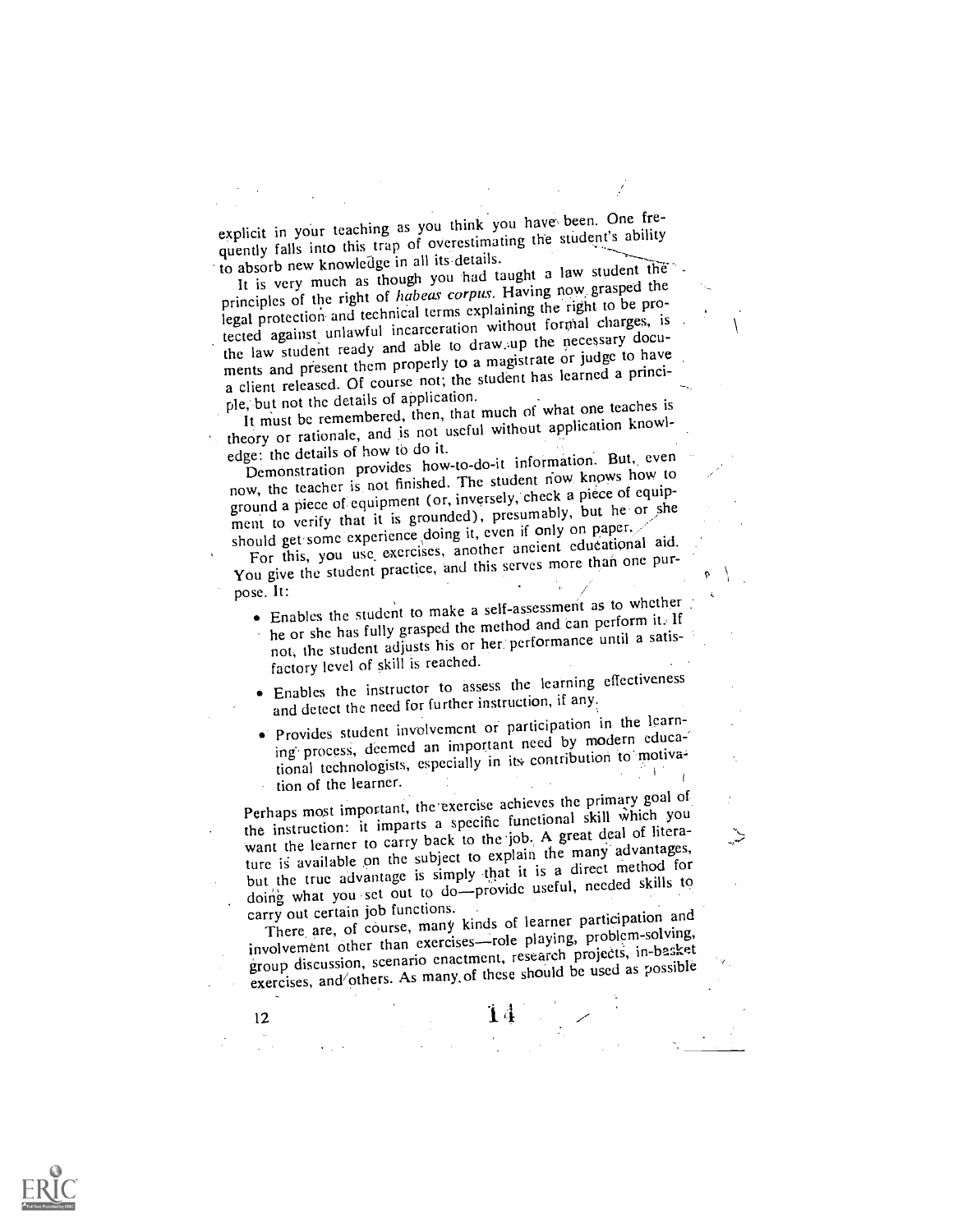explicit in your teaching as you think you have been. One frequently falls into this trap of overestimating the student's ability to absorb new knowledge in all its details.

It is very much as though you had taught a law student the principles of the right of *habeas corpus*. Having now grasped the legal protection and technical terms explaining the right to be protected against unlawful incarceration without formal charges, is the law student ready and able to draw up the necessary documents and present them properly to a magistrate or judge to have a client released. Of course not; the student has learned a principle, but not the details of application.

It must be remembered, then, that much of what one teaches is theory or rationale, and is not useful without application knowledge: the details of how to do it.

Demonstration provides how-to-do-it information. But, even now, the teacher is not finished. The student now knows how to ground a piece of equipment (or, inversely, check a piece of equipment to verify that it is grounded), presumably, but he or she should get some experience doing it, even if only on paper.

For this, you use exercises, another ancient educational aid. You give the student practice, and this serves more than one purpose. It:

- Enables the student to make a self-assessment as to whether he or she has fully grasped the method and can perform it. If not, the student adjusts his or her performance until a satisfactory level of skill is reached.
- Enables the instructor to assess the learning effectiveness and detect the need for further instruction, if any.
- Provides student involvement or participation in the learning process, deemed an important need by modern educational technologists, especially in its contribution to motivation of the learner.

Perhaps most important, the exercise achieves the primary goal of the instruction: it imparts a specific functional skill which you want the learner to carry back to the job. A great deal of literature is available on the subject to explain the many advantages, but the true advantage is simply that it is a direct method for doing what you set out to do—provide useful, needed skills to carry out certain job functions.

There are, of course, many kinds of learner participation and involvement other than exercises—role playing, problem-solving, group discussion, scenario enactment, research projects, in-basket exercises, and others. As many of these should be used as possible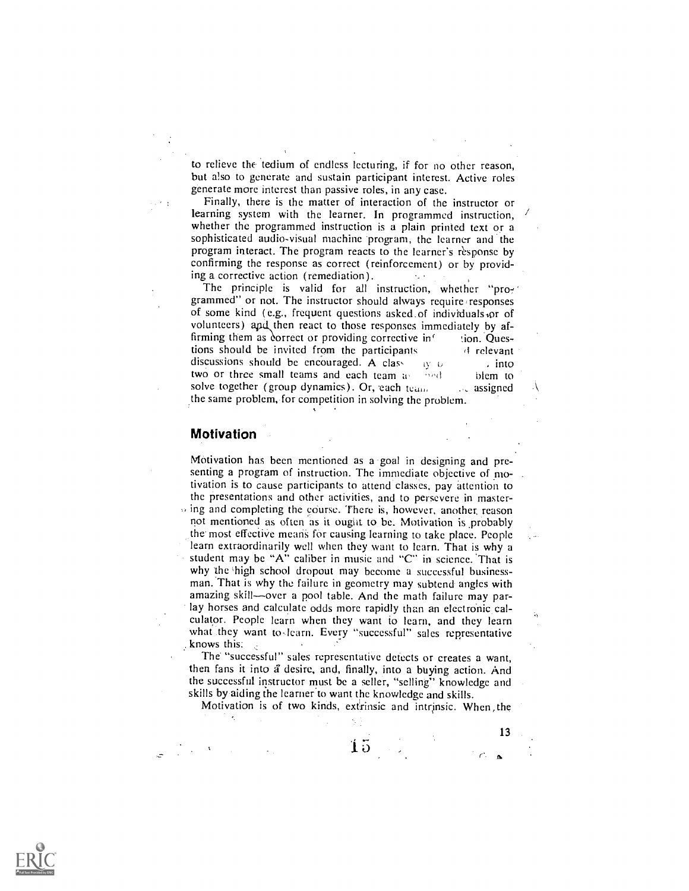to relieve the tedium of endless lecturing, if for no other reason, but also to generate and sustain participant interest. Active roles generate more interest than passive roles, in any case.

Finally, there is the matter of interaction of the instructor or learning system with the learner. In programmed instruction, whether the programmed instruction is a plain printed text or a sophisticated audio-visual machine program, the learner and the program interact. The program reacts to the learner's response by confirming the response as correct (reinforcement) or by providing a corrective action (remediation).

The principle is valid for all instruction, whether "programmed" or not. The instructor should always require responses of some kind (e.g., frequent questions asked of individuals or of volunteers) and then react to those responses immediately by affirming them as correct or providing corrective in tion. Questions should be invited from the participants d relevant discussions should be encouraged. A class y , into two or three small teams and each team a ned blem to solve together (group dynamics). Or, each team assigned the same problem, for competition in solving the problem.

## Motivation

Motivation has been mentioned as a goal in designing and presenting a program of instruction. The immediate objective of motivation is to cause participants to attend classes, pay attention to the presentations and other activities, and to persevere in mastering and completing the course. There is, however, another reason not mentioned as often as it ought to be. Motivation is probably the most effective means for causing learning to take place. People learn extraordinarily well when they want to learn. That is why a student may be "A" caliber in music and "C" in science. That is why the high school dropout may become a successful businessman. That is why the failure in geometry may subtend angles with amazing skill—over a pool table. And the math failure may parlay horses and calculate odds more rapidly than an electronic calculator. People learn when they want to learn, and they learn what they want to learn. Every "successful" sales representative knows this.

The "successful" sales representative detects or creates a want, then fans it into a desire, and, finally, into a buying action. And the successful instructor must be a seller, "selling" knowledge and skills by aiding the learner to want the knowledge and skills.

Motivation is of two kinds, extrinsic and intrinsic. When the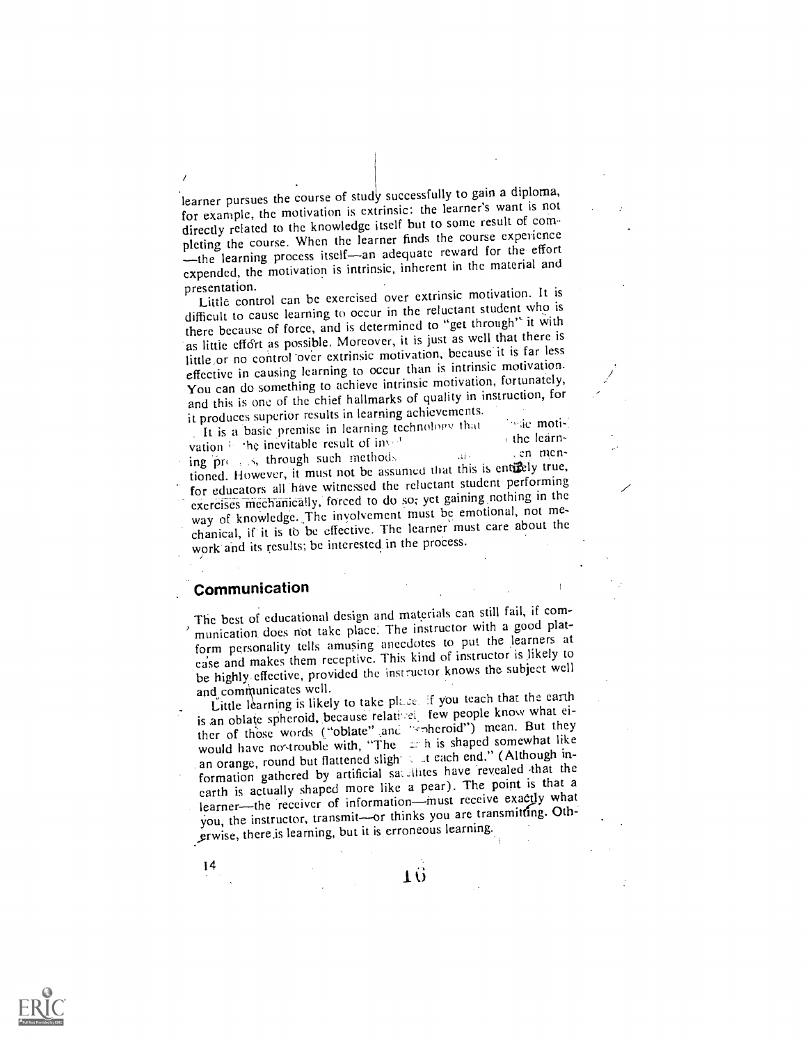learner pursues the course of study successfully to gain a diploma, for example, the motivation is extrinsic: the learner's want is not directly related to the knowledge itself but to some result of completing the course. When the learner finds the course experience—the learning process itself—an adequate reward for the effort expended, the motivation is intrinsic, inherent in the material and presentation.

Little control can be exercised over extrinsic motivation. It is difficult to cause learning to occur in the reluctant student who is there because of force, and is determined to "get through" it with as little effort as possible. Moreover, it is just as well that there is little or no control over extrinsic motivation, because it is far less effective in causing learning to occur than is intrinsic motivation. You can do something to achieve intrinsic motivation, fortunately, and this is one of the chief hallmarks of quality in instruction, for it produces superior results in learning achievements.

It is a basic premise in learning technology that intrinsic motivation is the inevitable result of involvement of the learner in the learning process, through such methods as have been mentioned. However, it must not be assumed that this is entirely true, for educators all have witnessed the reluctant student performing exercises mechanically, forced to do so; yet gaining nothing in the way of knowledge. The involvement must be emotional, not mechanical, if it is to be effective. The learner must care about the work and its results; be interested in the process.

## Communication

The best of educational design and materials can still fail, if communication does not take place. The instructor with a good platform personality tells amusing anecdotes to put the learners at ease and makes them receptive. This kind of instructor is likely to be highly effective, provided the instructor knows the subject well and communicates well.

Little learning is likely to take place if you teach that the earth is an oblate spheroid, because relatively few people know what either of those words ("oblate" and "spheroid") mean. But they would have no trouble with, "The earth is shaped somewhat like an orange, round but flattened slightly at each end." (Although information gathered by artificial satellites have revealed that the earth is actually shaped more like a pear). The point is that a learner—the receiver of information—must receive exactly what you, the instructor, transmit—or thinks you are transmitting. Otherwise, there is learning, but it is erroneous learning.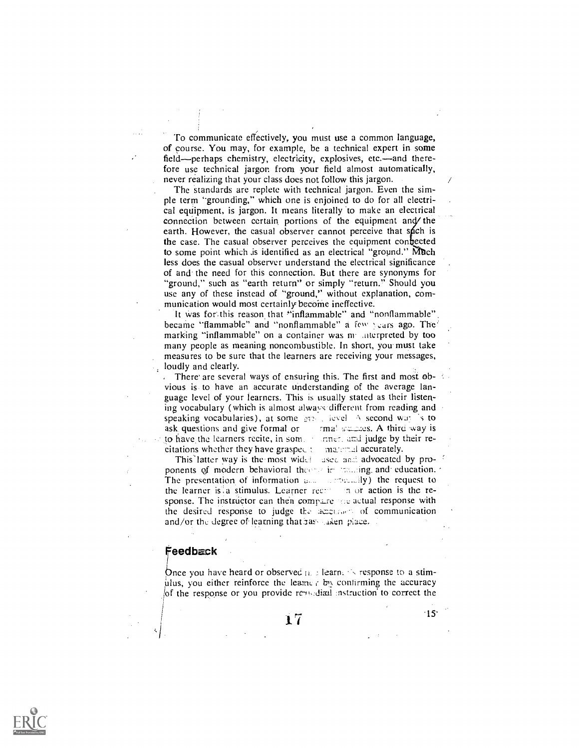To communicate effectively, you must use a common language, of course. You may, for example, be a technical expert in some field—perhaps chemistry, electricity, explosives, etc.—and therefore use technical jargon from your field almost automatically, never realizing that your class does not follow this jargon.

The standards are replete with technical jargon. Even the simple term "grounding," which one is enjoined to do for all electrical equipment, is jargon. It means literally to make an electrical connection between certain portions of the equipment and the earth. However, the casual observer cannot perceive that such is the case. The casual observer perceives the equipment connected to some point which is identified as an electrical "ground." Much less does the casual observer understand the electrical significance of and the need for this connection. But there are synonyms for "ground," such as "earth return" or simply "return." Should you use any of these instead of "ground," without explanation, communication would most certainly become ineffective.

It was for this reason that "inflammable" and "nonflammable" became "flammable" and "nonflammable" a few years ago. The marking "inflammable" on a container was misinterpreted by too many people as meaning noncombustible. In short, you must take measures to be sure that the learners are receiving your messages, loudly and clearly.

There are several ways of ensuring this. The first and most obvious is to have an accurate understanding of the average language level of your learners. This is usually stated as their listening vocabulary (which is almost always different from reading and speaking vocabularies), at some grade level. A second way is to ask questions and give formal or informal quizzes. A third way is to have the learners recite, in some manner, and judge by their recitations whether they have grasped the material accurately.

This latter way is the most widely used and advocated by proponents of modern behavioral theory in training and education. The presentation of information and (eventually) the request to the learner is a stimulus. Learner recitation or action is the response. The instructor can then compare the actual response with the desired response to judge the accuracy of communication and/or the degree of learning that has taken place.

## Feedback

Once you have heard or observed the learner's response to a stimulus, you either reinforce the learner by confirming the accuracy of the response or you provide remedial instruction to correct the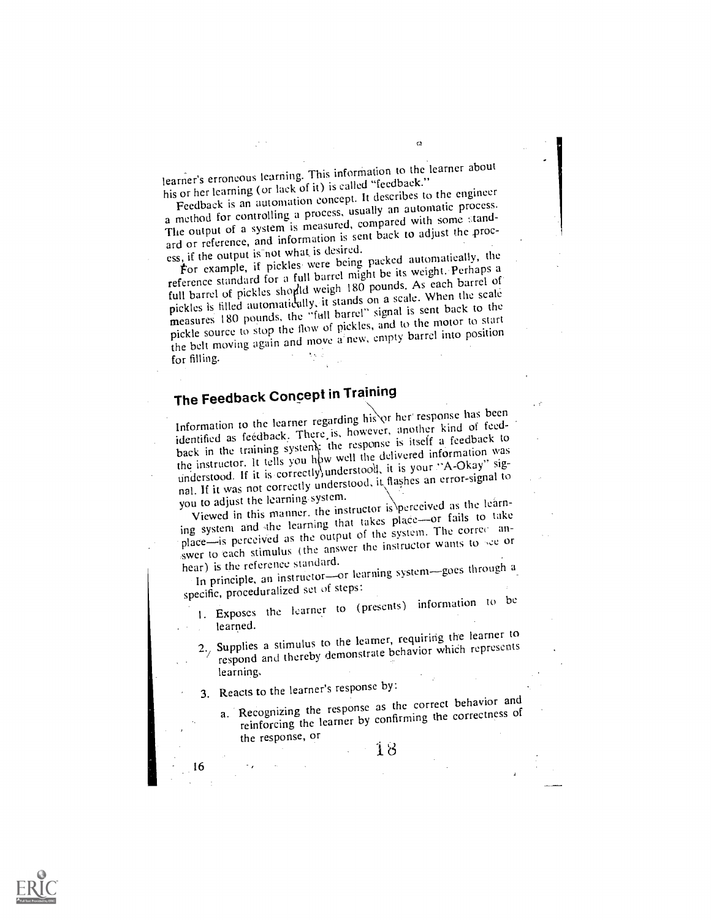learner's erroneous learning. This information to the learner about his or her learning (or lack of it) is called "feedback."

Feedback is an automation concept. It describes to the engineer a method for controlling a process, usually an automatic process. The output of a system is measured, compared with some standard or reference, and information is sent back to adjust the process, if the output is not what is desired.

For example, if pickles were being packed automatically, the reference standard for a full barrel might be its weight. Perhaps a full barrel of pickles should weigh 180 pounds. As each barrel of pickles is filled automatically, it stands on a scale. When the scale measures 180 pounds, the "full barrel" signal is sent back to the pickle source to stop the flow of pickles, and to the motor to start the belt moving again and move a new, empty barrel into position for filling.

## The Feedback Concept in Training

Information to the learner regarding his or her response has been identified as feedback. There is, however, another kind of feedback in the training system: the response is itself a feedback to the instructor. It tells you how well the delivered information was understood. If it is correctly understood, it is your "A-Okay" signal. If it was not correctly understood, it flashes an error-signal to you to adjust the learning system.

Viewed in this manner, the instructor is perceived as the learning system and the learning that takes place—or fails to take place—is perceived as the output of the system. The correct answer to each stimulus (the answer the instructor wants to see or hear) is the reference standard.

In principle, an instructor—or learning system—goes through a specific, proceduralized set of steps:

1. Exposes the learner to (presents) information to be learned.

2. Supplies a stimulus to the learner, requiring the learner to respond and thereby demonstrate behavior which represents learning.

3. Reacts to the learner's response by:

   a. Recognizing the response as the correct behavior and reinforcing the learner by confirming the correctness of the response, or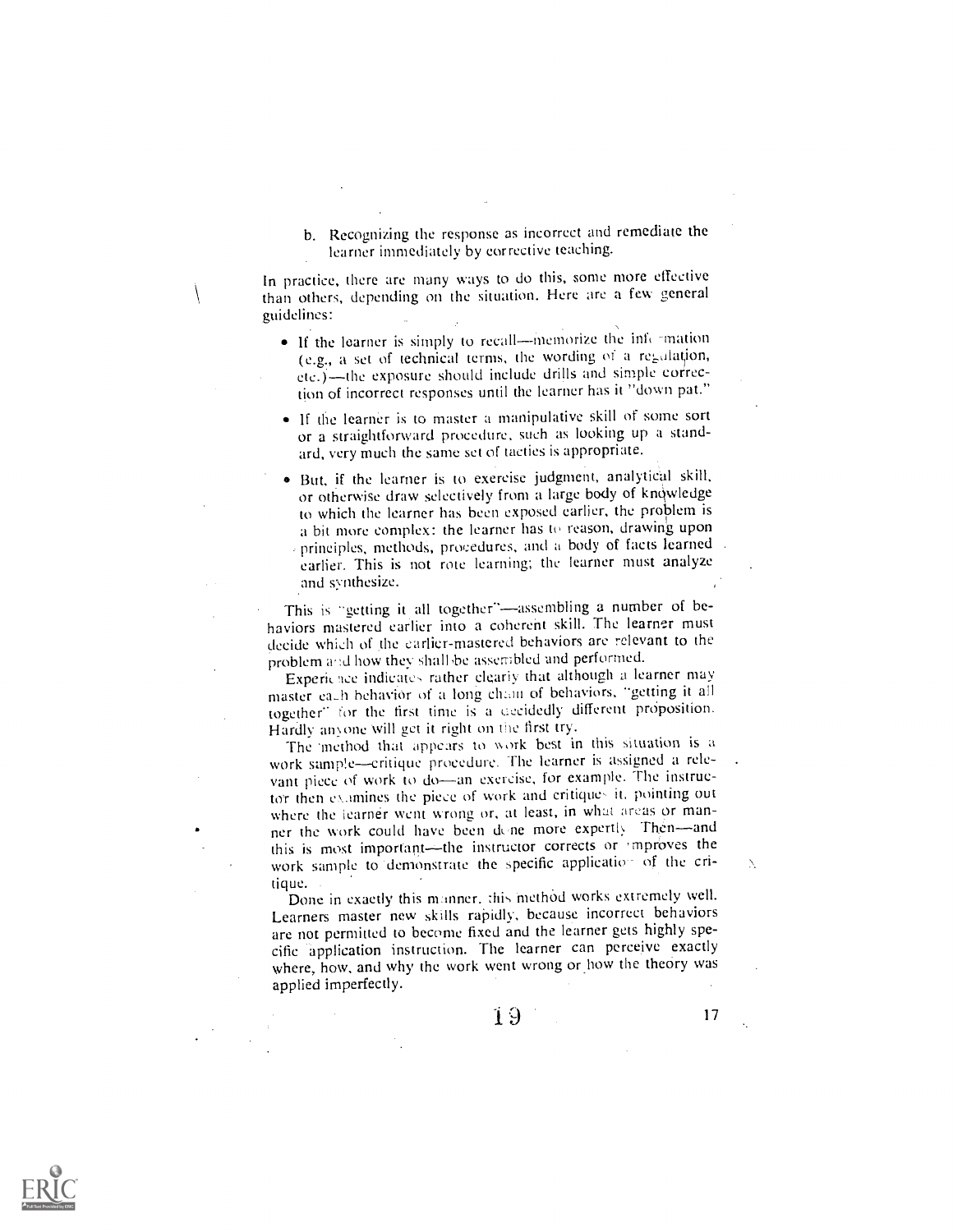b. Recognizing the response as incorrect and remediate the learner immediately by corrective teaching.

In practice, there are many ways to do this, some more effective than others, depending on the situation. Here are a few general guidelines:

- If the learner is simply to recall—memorize the information (e.g., a set of technical terms, the wording of a regulation, etc.)—the exposure should include drills and simple correction of incorrect responses until the learner has it "down pat."
- If the learner is to master a manipulative skill of some sort or a straightforward procedure, such as looking up a standard, very much the same set of tactics is appropriate.
- But, if the learner is to exercise judgment, analytical skill, or otherwise draw selectively from a large body of knowledge to which the learner has been exposed earlier, the problem is a bit more complex: the learner has to reason, drawing upon principles, methods, procedures, and a body of facts learned earlier. This is not rote learning; the learner must analyze and synthesize.

This is "getting it all together"—assembling a number of behaviors mastered earlier into a coherent skill. The learner must decide which of the earlier-mastered behaviors are relevant to the problem and how they shall be assembled and performed.

Experience indicates rather clearly that although a learner may master each behavior of a long chain of behaviors, "getting it all together" for the first time is a decidedly different proposition. Hardly anyone will get it right on the first try.

The method that appears to work best in this situation is a work sample—critique procedure. The learner is assigned a relevant piece of work to do—an exercise, for example. The instructor then examines the piece of work and critiques it, pointing out where the learner went wrong or, at least, in what areas or manner the work could have been done more expertly. Then—and this is most important—the instructor corrects or improves the work sample to demonstrate the specific application of the critique.

Done in exactly this manner, this method works extremely well. Learners master new skills rapidly, because incorrect behaviors are not permitted to become fixed and the learner gets highly specific application instruction. The learner can perceive exactly where, how, and why the work went wrong or how the theory was applied imperfectly.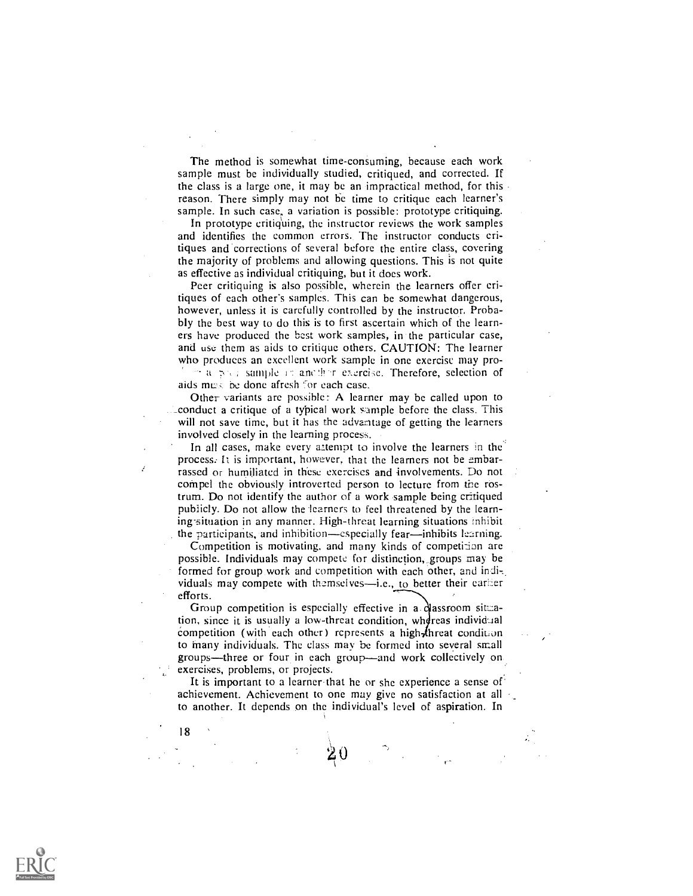The method is somewhat time-consuming, because each work sample must be individually studied, critiqued, and corrected. If the class is a large one, it may be an impractical method, for this reason. There simply may not be time to critique each learner's sample. In such case, a variation is possible: prototype critiquing.

In prototype critiquing, the instructor reviews the work samples and identifies the common errors. The instructor conducts critiques and corrections of several before the entire class, covering the majority of problems and allowing questions. This is not quite as effective as individual critiquing, but it does work.

Peer critiquing is also possible, wherein the learners offer critiques of each other's samples. This can be somewhat dangerous, however, unless it is carefully controlled by the instructor. Probably the best way to do this is to first ascertain which of the learners have produced the best work samples, in the particular case, and use them as aids to critique others. CAUTION: The learner who produces an excellent work sample in one exercise may produce a poor sample in another exercise. Therefore, selection of aids must be done afresh for each case.

Other variants are possible: A learner may be called upon to conduct a critique of a typical work sample before the class. This will not save time, but it has the advantage of getting the learners involved closely in the learning process.

In all cases, make every attempt to involve the learners in the process. It is important, however, that the learners not be embarrassed or humiliated in these exercises and involvements. Do not compel the obviously introverted person to lecture from the rostrum. Do not identify the author of a work sample being critiqued publicly. Do not allow the learners to feel threatened by the learning situation in any manner. High-threat learning situations inhibit the participants, and inhibition—especially fear—inhibits learning.

Competition is motivating, and many kinds of competition are possible. Individuals may compete for distinction, groups may be formed for group work and competition with each other, and individuals may compete with themselves—i.e., to better their earlier efforts.

Group competition is especially effective in a classroom situation, since it is usually a low-threat condition, whereas individual competition (with each other) represents a high-threat condition to many individuals. The class may be formed into several small groups—three or four in each group—and work collectively on exercises, problems, or projects.

It is important to a learner that he or she experience a sense of achievement. Achievement to one may give no satisfaction at all to another. It depends on the individual's level of aspiration. In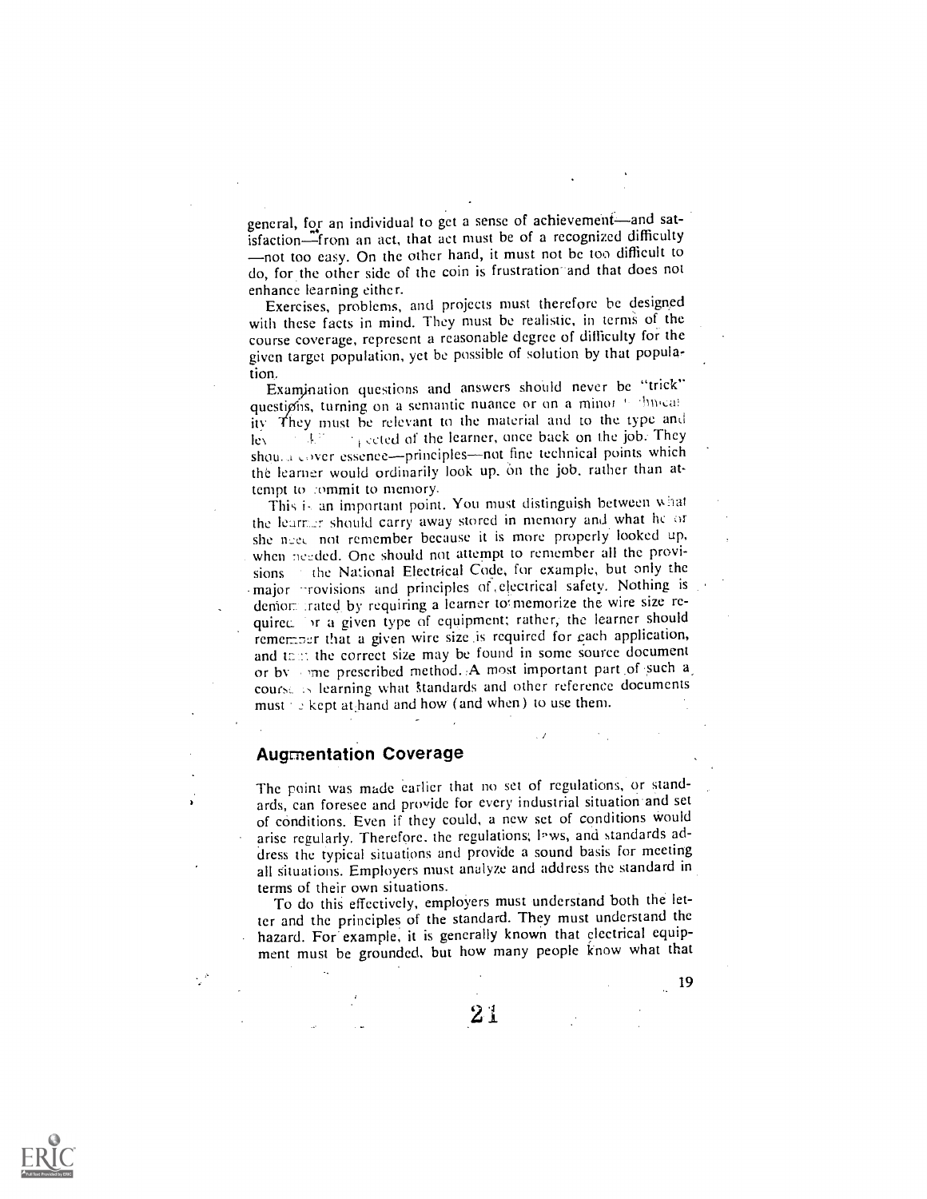general, for an individual to get a sense of achievement—and satisfaction—from an act, that act must be of a recognized difficulty —not too easy. On the other hand, it must not be too difficult to do, for the other side of the coin is frustration and that does not enhance learning either.

Exercises, problems, and projects must therefore be designed with these facts in mind. They must be realistic, in terms of the course coverage, represent a reasonable degree of difficulty for the given target population, yet be possible of solution by that population.

Examination questions and answers should never be "trick" questions, turning on a semantic nuance or on a minor technicality. They must be relevant to the material and to the type and level of skill expected of the learner, once back on the job. They should cover essence—principles—not fine technical points which the learner would ordinarily look up on the job, rather than attempt to commit to memory.

This is an important point. You must distinguish between what the learner should carry away stored in memory and what he or she need not remember because it is more properly looked up, when needed. One should not attempt to remember all the provisions of the National Electrical Code, for example, but only the major provisions and principles of electrical safety. Nothing is demonstrated by requiring a learner to memorize the wire size required for a given type of equipment; rather, the learner should remember that a given wire size is required for each application, and that the correct size may be found in some source document or by some prescribed method. A most important part of such a course is learning what standards and other reference documents must be kept at hand and how (and when) to use them.

## Augmentation Coverage

The point was made earlier that no set of regulations, or standards, can foresee and provide for every industrial situation and set of conditions. Even if they could, a new set of conditions would arise regularly. Therefore, the regulations, laws, and standards address the typical situations and provide a sound basis for meeting all situations. Employers must analyze and address the standard in terms of their own situations.

To do this effectively, employers must understand both the letter and the principles of the standard. They must understand the hazard. For example, it is generally known that electrical equipment must be grounded, but how many people know what that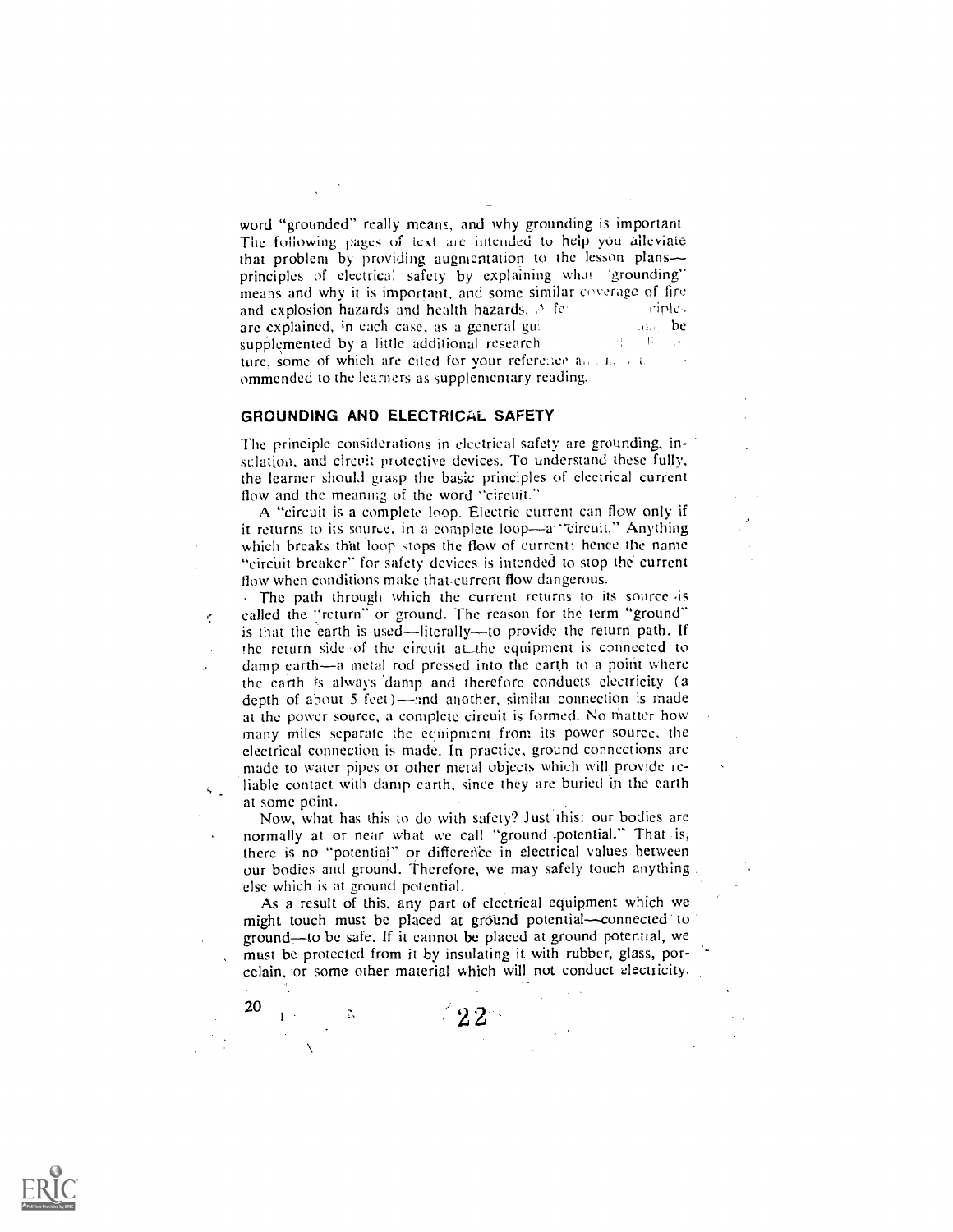word "grounded" really means, and why grounding is important. The following pages of text are intended to help you alleviate that problem by providing augmentation to the lesson plans—principles of electrical safety by explaining what "grounding" means and why it is important, and some similar coverage of fire and explosion hazards and health hazards. A few principles are explained, in each case, as a general guide, and may be supplemented by a little additional research in the literature, some of which are cited for your reference and recommended to the learners as supplementary reading.

## GROUNDING AND ELECTRICAL SAFETY

The principle considerations in electrical safety are grounding, insulation, and circuit protective devices. To understand these fully, the learner should grasp the basic principles of electrical current flow and the meaning of the word "circuit."

A "circuit is a complete loop. Electric current can flow only if it returns to its source, in a complete loop—a "circuit." Anything which breaks that loop stops the flow of current: hence the name "circuit breaker" for safety devices is intended to stop the current flow when conditions make that current flow dangerous.

The path through which the current returns to its source is called the "return" or ground. The reason for the term "ground" is that the earth is used—literally—to provide the return path. If the return side of the circuit at the equipment is connected to damp earth—a metal rod pressed into the earth to a point where the earth is always damp and therefore conducts electricity (a depth of about 5 feet)—and another, similar connection is made at the power source, a complete circuit is formed. No matter how many miles separate the equipment from its power source, the electrical connection is made. In practice, ground connections are made to water pipes or other metal objects which will provide reliable contact with damp earth, since they are buried in the earth at some point.

Now, what has this to do with safety? Just this: our bodies are normally at or near what we call "ground potential." That is, there is no "potential" or difference in electrical values between our bodies and ground. Therefore, we may safely touch anything else which is at ground potential.

As a result of this, any part of electrical equipment which we might touch must be placed at ground potential—connected to ground—to be safe. If it cannot be placed at ground potential, we must be protected from it by insulating it with rubber, glass, porcelain, or some other material which will not conduct electricity.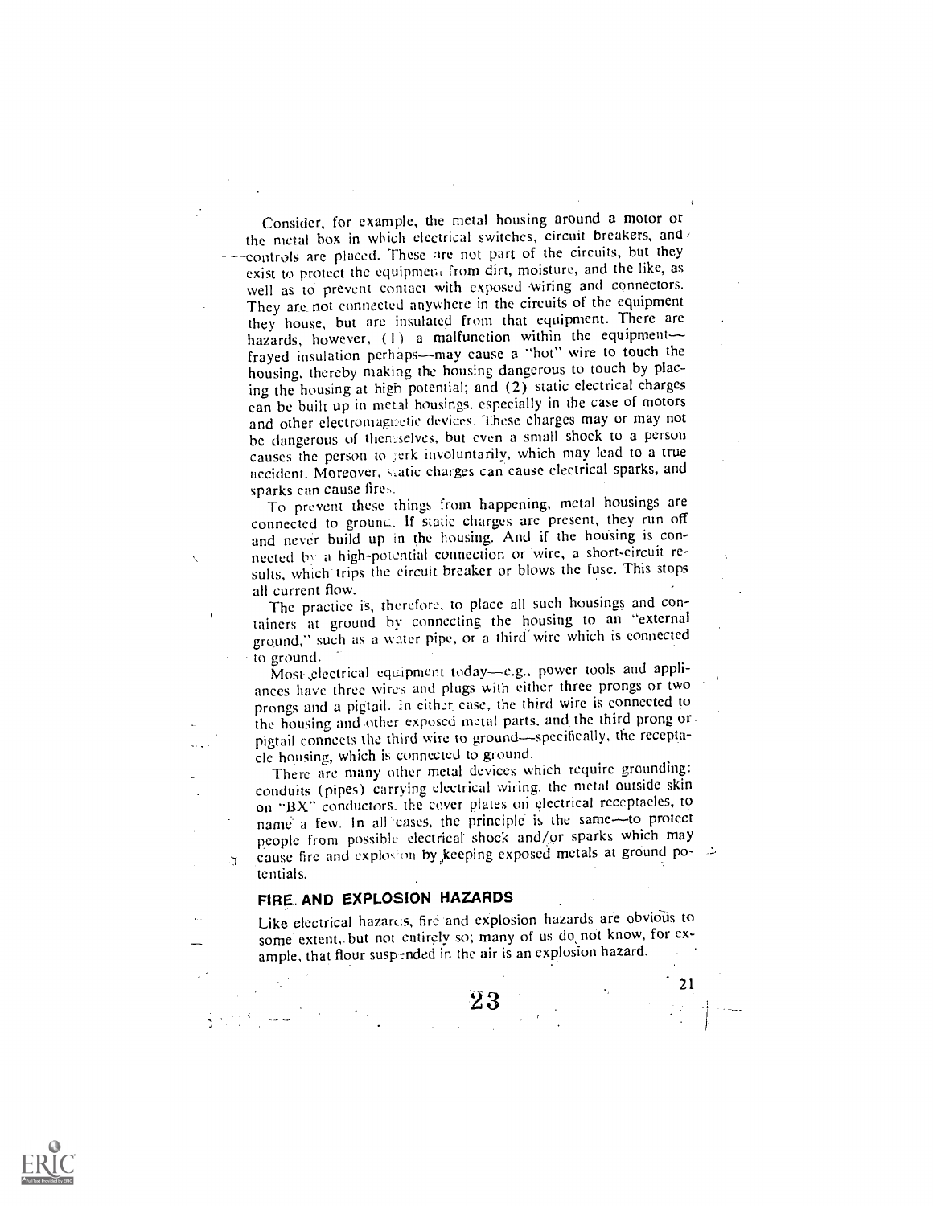Consider, for example, the metal housing around a motor or the metal box in which electrical switches, circuit breakers, and controls are placed. These are not part of the circuits, but they exist to protect the equipment from dirt, moisture, and the like, as well as to prevent contact with exposed wiring and connectors. They are not connected anywhere in the circuits of the equipment they house, but are insulated from that equipment. There are hazards, however, (1) a malfunction within the equipment—frayed insulation perhaps—may cause a "hot" wire to touch the housing, thereby making the housing dangerous to touch by placing the housing at high potential; and (2) static electrical charges can be built up in metal housings, especially in the case of motors and other electromagnetic devices. These charges may or may not be dangerous of themselves, but even a small shock to a person causes the person to jerk involuntarily, which may lead to a true accident. Moreover, static charges can cause electrical sparks, and sparks can cause fires.

To prevent these things from happening, metal housings are connected to ground. If static charges are present, they run off and never build up in the housing. And if the housing is connected by a high-potential connection or wire, a short-circuit results, which trips the circuit breaker or blows the fuse. This stops all current flow.

The practice is, therefore, to place all such housings and containers at ground by connecting the housing to an "external ground," such as a water pipe, or a third wire which is connected to ground.

Most electrical equipment today—e.g., power tools and appliances have three wires and plugs with either three prongs or two prongs and a pigtail. In either case, the third wire is connected to the housing and other exposed metal parts, and the third prong or pigtail connects the third wire to ground—specifically, the receptacle housing, which is connected to ground.

There are many other metal devices which require grounding: conduits (pipes) carrying electrical wiring, the metal outside skin on "BX" conductors, the cover plates on electrical receptacles, to name a few. In all cases, the principle is the same—to protect people from possible electrical shock and/or sparks which may cause fire and explosion by keeping exposed metals at ground potentials.

## FIRE AND EXPLOSION HAZARDS

Like electrical hazards, fire and explosion hazards are obvious to some extent, but not entirely so; many of us do not know, for example, that flour suspended in the air is an explosion hazard.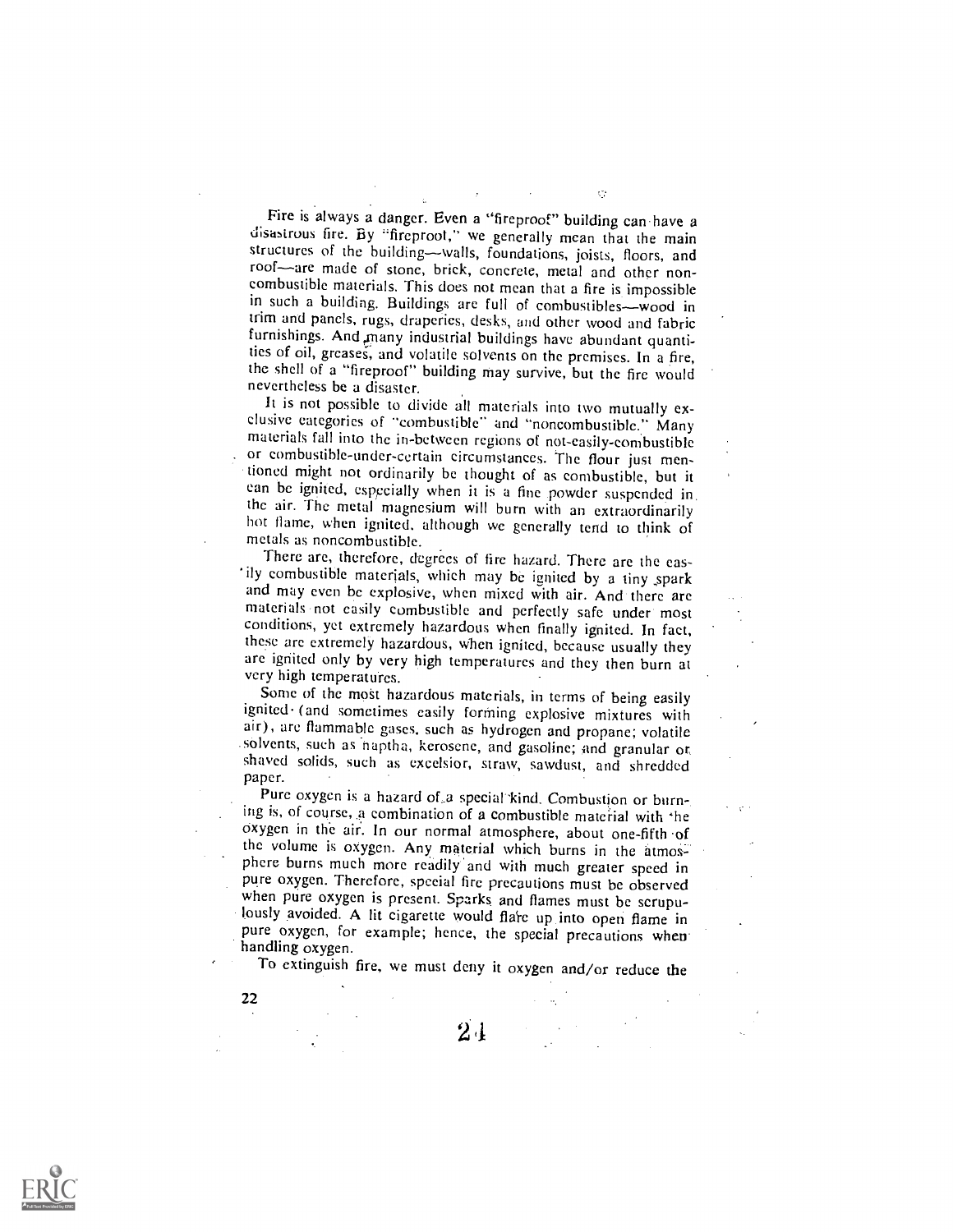Fire is always a danger. Even a "fireproof" building can have a disastrous fire. By "fireproof," we generally mean that the main structures of the building—walls, foundations, joists, floors, and roof—are made of stone, brick, concrete, metal and other noncombustible materials. This does not mean that a fire is impossible in such a building. Buildings are full of combustibles—wood in trim and panels, rugs, draperies, desks, and other wood and fabric furnishings. And many industrial buildings have abundant quantities of oil, greases, and volatile solvents on the premises. In a fire, the shell of a "fireproof" building may survive, but the fire would nevertheless be a disaster.

It is not possible to divide all materials into two mutually exclusive categories of "combustible" and "noncombustible." Many materials fall into the in-between regions of not-easily-combustible or combustible-under-certain circumstances. The flour just mentioned might not ordinarily be thought of as combustible, but it can be ignited, especially when it is a fine powder suspended in the air. The metal magnesium will burn with an extraordinarily hot flame, when ignited, although we generally tend to think of metals as noncombustible.

There are, therefore, degrees of fire hazard. There are the easily combustible materials, which may be ignited by a tiny spark and may even be explosive, when mixed with air. And there are materials not easily combustible and perfectly safe under most conditions, yet extremely hazardous when finally ignited. In fact, these are extremely hazardous, when ignited, because usually they are ignited only by very high temperatures and they then burn at very high temperatures.

Some of the most hazardous materials, in terms of being easily ignited (and sometimes easily forming explosive mixtures with air), are flammable gases, such as hydrogen and propane; volatile solvents, such as naptha, kerosene, and gasoline; and granular or shaved solids, such as excelsior, straw, sawdust, and shredded paper.

Pure oxygen is a hazard of a special kind. Combustion or burning is, of course, a combination of a combustible material with the oxygen in the air. In our normal atmosphere, about one-fifth of the volume is oxygen. Any material which burns in the atmosphere burns much more readily and with much greater speed in pure oxygen. Therefore, special fire precautions must be observed when pure oxygen is present. Sparks and flames must be scrupulously avoided. A lit cigarette would flare up into open flame in pure oxygen, for example; hence, the special precautions when handling oxygen.

To extinguish fire, we must deny it oxygen and/or reduce the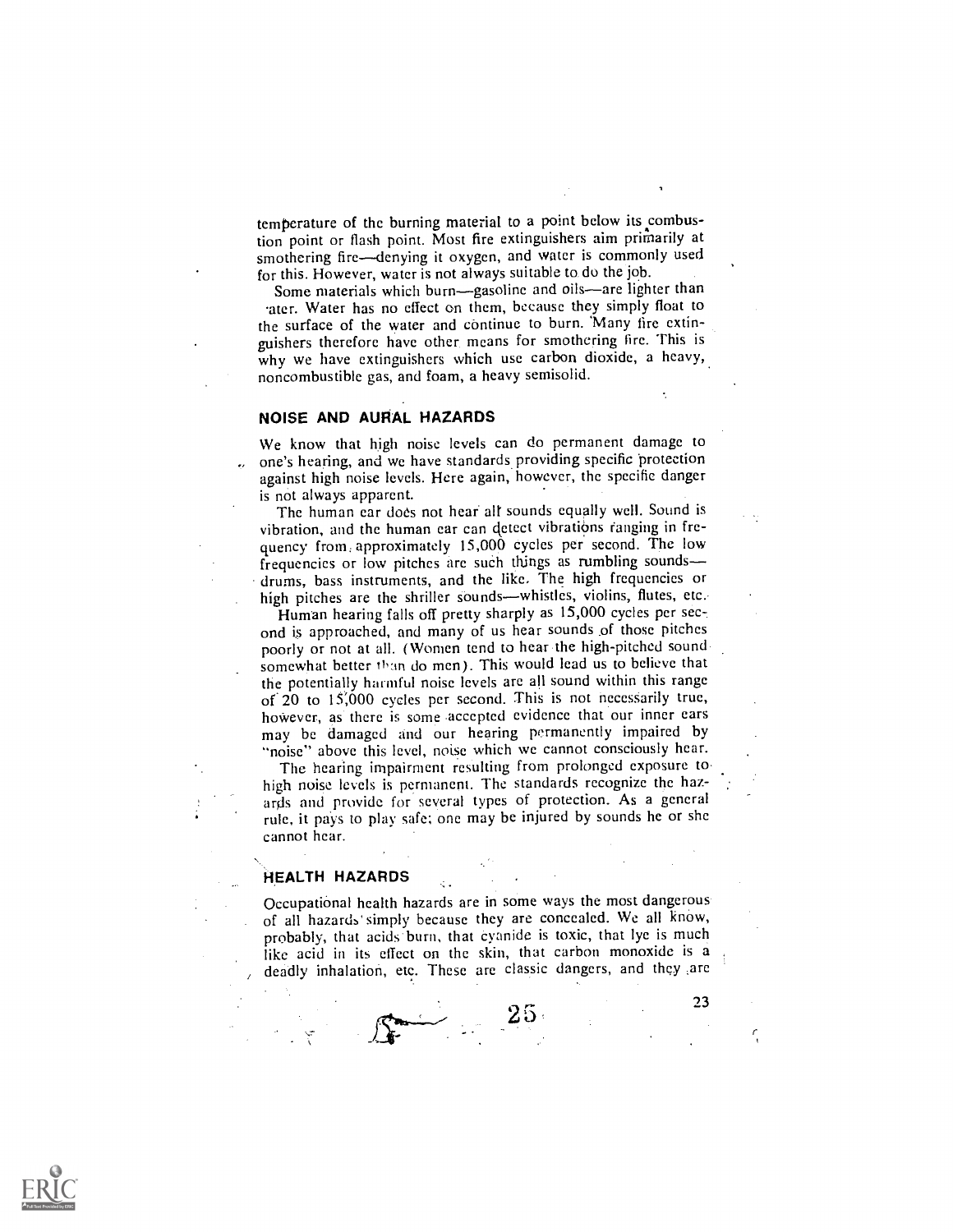temperature of the burning material to a point below its combustion point or flash point. Most fire extinguishers aim primarily at smothering fire—denying it oxygen, and water is commonly used for this. However, water is not always suitable to do the job.

Some materials which burn—gasoline and oils—are lighter than water. Water has no effect on them, because they simply float to the surface of the water and continue to burn. Many fire extinguishers therefore have other means for smothering fire. This is why we have extinguishers which use carbon dioxide, a heavy, noncombustible gas, and foam, a heavy semisolid.

## NOISE AND AURAL HAZARDS

We know that high noise levels can do permanent damage to one's hearing, and we have standards providing specific protection against high noise levels. Here again, however, the specific danger is not always apparent.

The human ear does not hear all sounds equally well. Sound is vibration, and the human ear can detect vibrations ranging in frequency from approximately 15,000 cycles per second. The low frequencies or low pitches are such things as rumbling sounds—drums, bass instruments, and the like. The high frequencies or high pitches are the shriller sounds—whistles, violins, flutes, etc.

Human hearing falls off pretty sharply as 15,000 cycles per second is approached, and many of us hear sounds of those pitches poorly or not at all. (Women tend to hear the high-pitched sound somewhat better than do men). This would lead us to believe that the potentially harmful noise levels are all sound within this range of 20 to 15,000 cycles per second. This is not necessarily true, however, as there is some accepted evidence that our inner ears may be damaged and our hearing permanently impaired by "noise" above this level, noise which we cannot consciously hear.

The hearing impairment resulting from prolonged exposure to high noise levels is permanent. The standards recognize the hazards and provide for several types of protection. As a general rule, it pays to play safe; one may be injured by sounds he or she cannot hear.

## HEALTH HAZARDS

Occupational health hazards are in some ways the most dangerous of all hazards simply because they are concealed. We all know, probably, that acids burn, that cyanide is toxic, that lye is much like acid in its effect on the skin, that carbon monoxide is a deadly inhalation, etc. These are classic dangers, and they are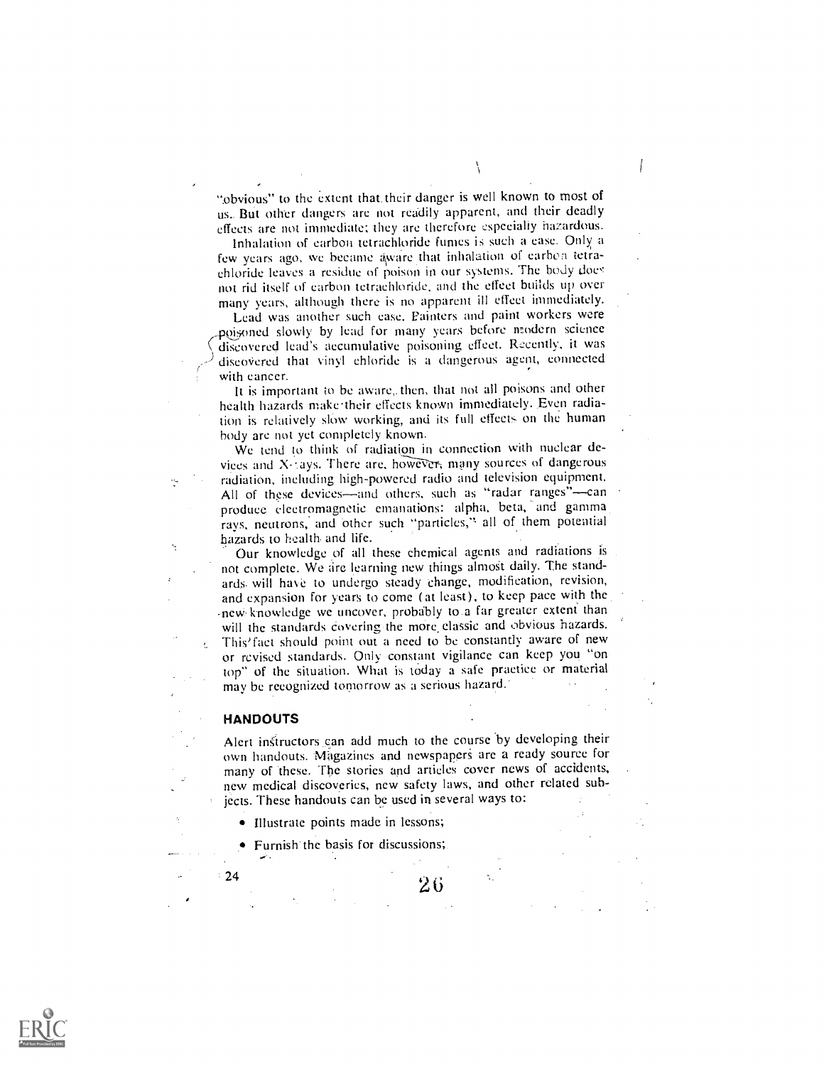"obvious" to the extent that their danger is well known to most of us. But other dangers are not readily apparent, and their deadly effects are not immediate; they are therefore especially hazardous.

Inhalation of carbon tetrachloride fumes is such a case. Only a few years ago, we became aware that inhalation of carbon tetrachloride leaves a residue of poison in our systems. The body does not rid itself of carbon tetrachloride, and the effect builds up over many years, although there is no apparent ill effect immediately.

Lead was another such case. Painters and paint workers were poisoned slowly by lead for many years before modern science discovered lead's accumulative poisoning effect. Recently, it was discovered that vinyl chloride is a dangerous agent, connected with cancer.

It is important to be aware, then, that not all poisons and other health hazards make their effects known immediately. Even radiation is relatively slow working, and its full effects on the human body are not yet completely known.

We tend to think of radiation in connection with nuclear devices and X-rays. There are, however, many sources of dangerous radiation, including high-powered radio and television equipment. All of these devices—and others, such as "radar ranges"—can produce electromagnetic emanations: alpha, beta, and gamma rays, neutrons, and other such "particles," all of them potential hazards to health and life.

Our knowledge of all these chemical agents and radiations is not complete. We are learning new things almost daily. The standards will have to undergo steady change, modification, revision, and expansion for years to come (at least), to keep pace with the new knowledge we uncover, probably to a far greater extent than will the standards covering the more classic and obvious hazards. This fact should point out a need to be constantly aware of new or revised standards. Only constant vigilance can keep you "on top" of the situation. What is today a safe practice or material may be recognized tomorrow as a serious hazard.

### HANDOUTS

Alert instructors can add much to the course by developing their own handouts. Magazines and newspapers are a ready source for many of these. The stories and articles cover news of accidents, new medical discoveries, new safety laws, and other related subjects. These handouts can be used in several ways to:

- Illustrate points made in lessons;
- Furnish the basis for discussions;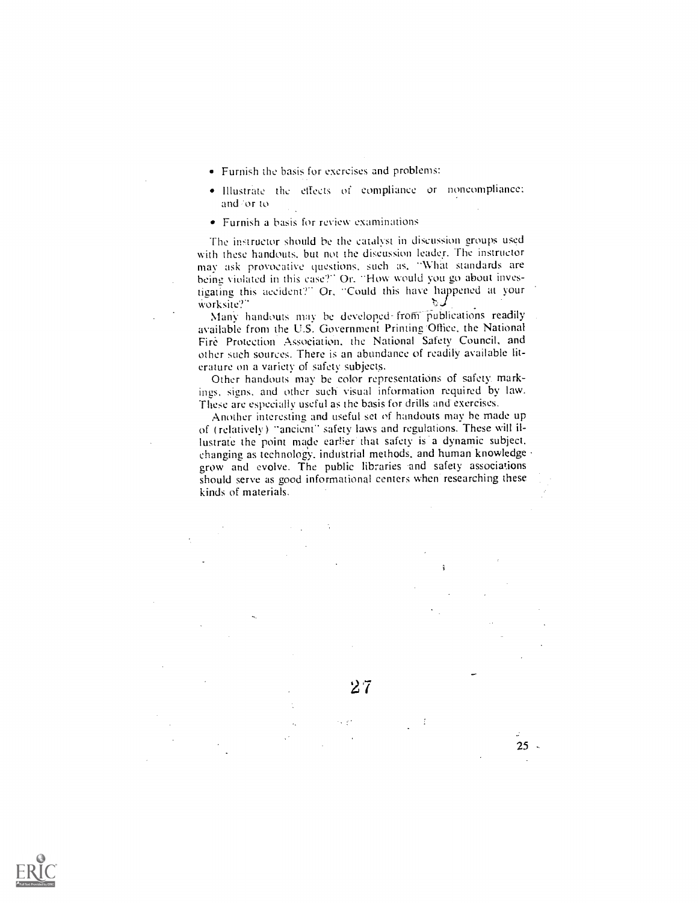- Furnish the basis for exercises and problems:
- Illustrate the effects of compliance or noncompliance; and/or to
- Furnish a basis for review examinations

The instructor should be the catalyst in discussion groups used with these handouts, but not the discussion leader. The instructor may ask provocative questions, such as, "What standards are being violated in this case?" Or, "How would you go about investigating this accident?" Or, "Could this have happened at your worksite?"

Many handouts may be developed from publications readily available from the U.S. Government Printing Office, the National Fire Protection Association, the National Safety Council, and other such sources. There is an abundance of readily available literature on a variety of safety subjects.

Other handouts may be color representations of safety markings, signs, and other such visual information required by law. These are especially useful as the basis for drills and exercises.

Another interesting and useful set of handouts may be made up of (relatively) "ancient" safety laws and regulations. These will illustrate the point made earlier that safety is a dynamic subject, changing as technology, industrial methods, and human knowledge grow and evolve. The public libraries and safety associations should serve as good informational centers when researching these kinds of materials.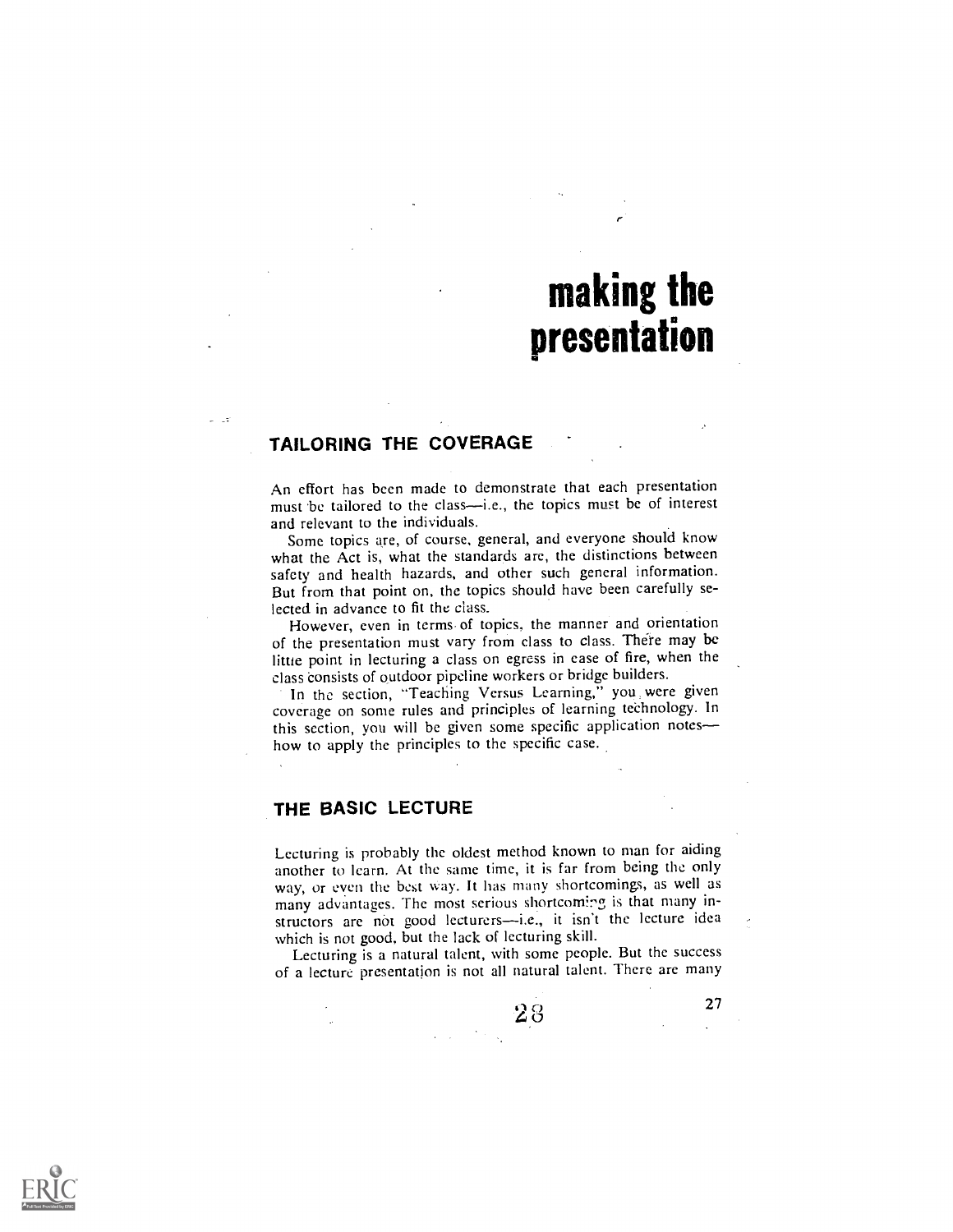# making the presentation

## TAILORING THE COVERAGE

An effort has been made to demonstrate that each presentation must be tailored to the class—i.e., the topics must be of interest and relevant to the individuals.

Some topics are, of course, general, and everyone should know what the Act is, what the standards are, the distinctions between safety and health hazards, and other such general information. But from that point on, the topics should have been carefully selected in advance to fit the class.

However, even in terms of topics, the manner and orientation of the presentation must vary from class to class. There may be little point in lecturing a class on egress in case of fire, when the class consists of outdoor pipeline workers or bridge builders.

In the section, "Teaching Versus Learning," you were given coverage on some rules and principles of learning technology. In this section, you will be given some specific application notes—how to apply the principles to the specific case.

## THE BASIC LECTURE

Lecturing is probably the oldest method known to man for aiding another to learn. At the same time, it is far from being the only way, or even the best way. It has many shortcomings, as well as many advantages. The most serious shortcoming is that many instructors are not good lecturers—i.e., it isn't the lecture idea which is not good, but the lack of lecturing skill.

Lecturing is a natural talent, with some people. But the success of a lecture presentation is not all natural talent. There are many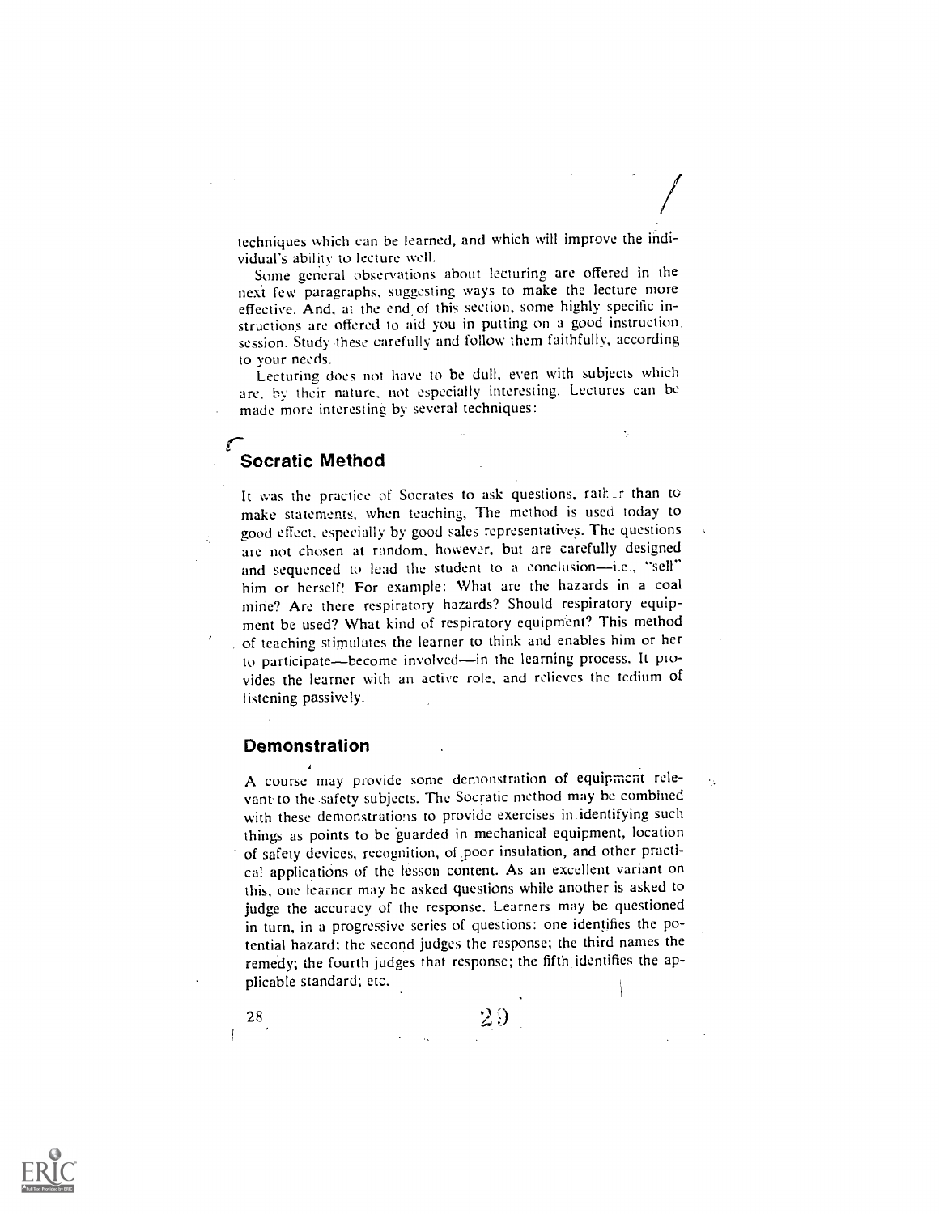techniques which can be learned, and which will improve the individual's ability to lecture well.

Some general observations about lecturing are offered in the next few paragraphs, suggesting ways to make the lecture more effective. And, at the end of this section, some highly specific instructions are offered to aid you in putting on a good instruction session. Study these carefully and follow them faithfully, according to your needs.

Lecturing does not have to be dull, even with subjects which are, by their nature, not especially interesting. Lectures can be made more interesting by several techniques:

## Socratic Method

It was the practice of Socrates to ask questions, rather than to make statements, when teaching, The method is used today to good effect, especially by good sales representatives. The questions are not chosen at random, however, but are carefully designed and sequenced to lead the student to a conclusion—i.e., "sell" him or herself! For example: What are the hazards in a coal mine? Are there respiratory hazards? Should respiratory equipment be used? What kind of respiratory equipment? This method of teaching stimulates the learner to think and enables him or her to participate—become involved—in the learning process. It provides the learner with an active role, and relieves the tedium of listening passively.

## Demonstration

A course may provide some demonstration of equipment relevant to the safety subjects. The Socratic method may be combined with these demonstrations to provide exercises in identifying such things as points to be guarded in mechanical equipment, location of safety devices, recognition, of poor insulation, and other practical applications of the lesson content. As an excellent variant on this, one learner may be asked questions while another is asked to judge the accuracy of the response. Learners may be questioned in turn, in a progressive series of questions: one identifies the potential hazard; the second judges the response; the third names the remedy; the fourth judges that response; the fifth identifies the applicable standard; etc.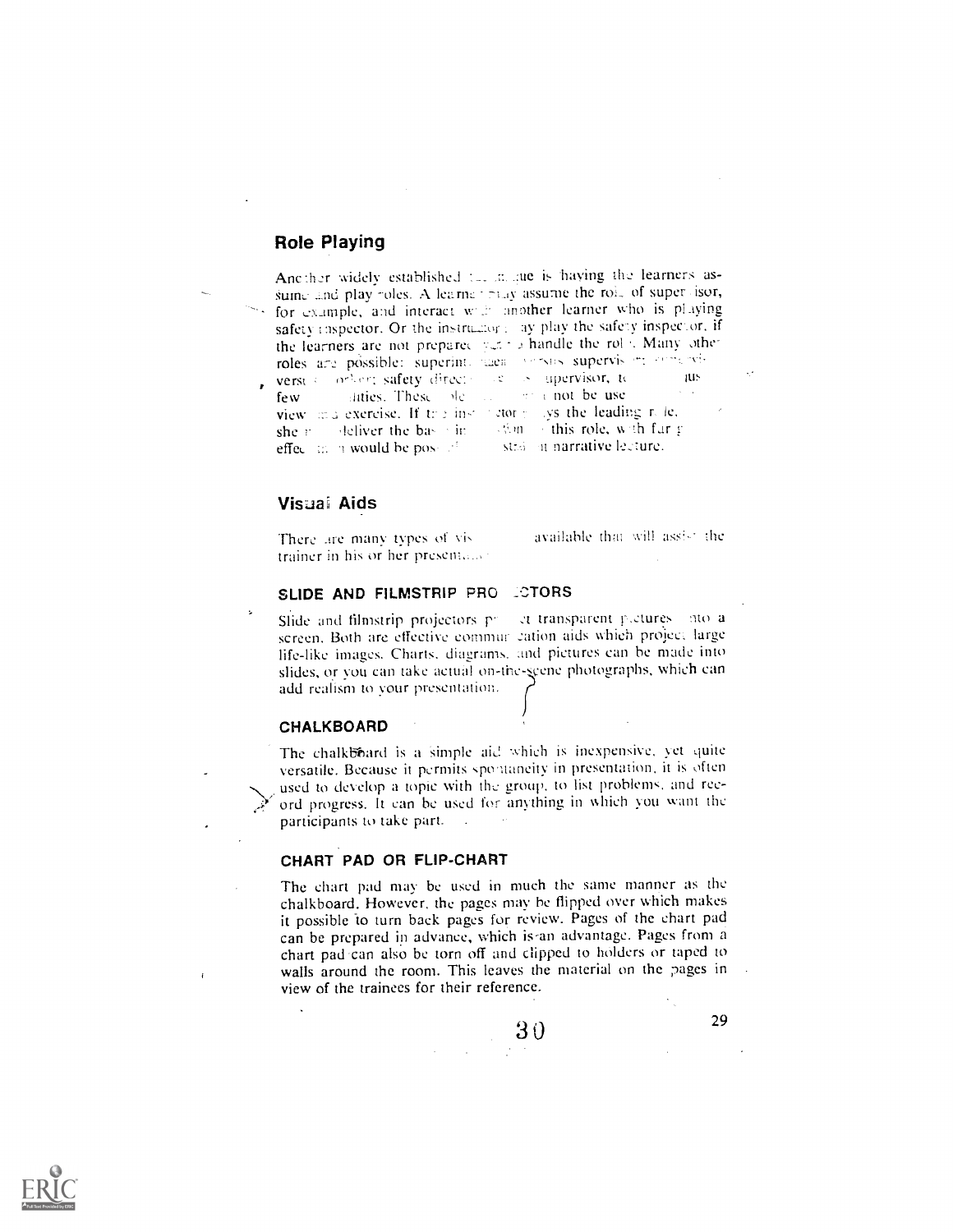## Role Playing

Another widely established technique is having the learners assume and play roles. A learner may assume the role of supervisor, for example, and interact with another learner who is playing safety inspector. Or the instructor may play the safety inspector, if the learners are not prepared to handle the role. Many other roles are possible: superintendent versus supervisor, supervisor versus worker, safety director versus supervisor, to name just a few possibilities. These roles need not be used only in a review exercise. If the instructor plays the leading role, he or she may deliver the basic information in this role, with far greater effect than would be possible in a straight narrative lecture.

## Visual Aids

There are many types of visual aids available that will assist the trainer in his or her presentation.

### SLIDE AND FILMSTRIP PROJECTORS

Slide and filmstrip projectors project transparent pictures onto a screen. Both are effective communication aids which project large life-like images. Charts, diagrams, and pictures can be made into slides, or you can take actual on-the-scene photographs, which can add realism to your presentation.

### CHALKBOARD

The chalkboard is a simple aid which is inexpensive, yet quite versatile. Because it permits spontaneity in presentation, it is often used to develop a topic with the group, to list problems, and record progress. It can be used for anything in which you want the participants to take part.

### CHART PAD OR FLIP-CHART

The chart pad may be used in much the same manner as the chalkboard. However, the pages may be flipped over which makes it possible to turn back pages for review. Pages of the chart pad can be prepared in advance, which is an advantage. Pages from a chart pad can also be torn off and clipped to holders or taped to walls around the room. This leaves the material on the pages in view of the trainees for their reference.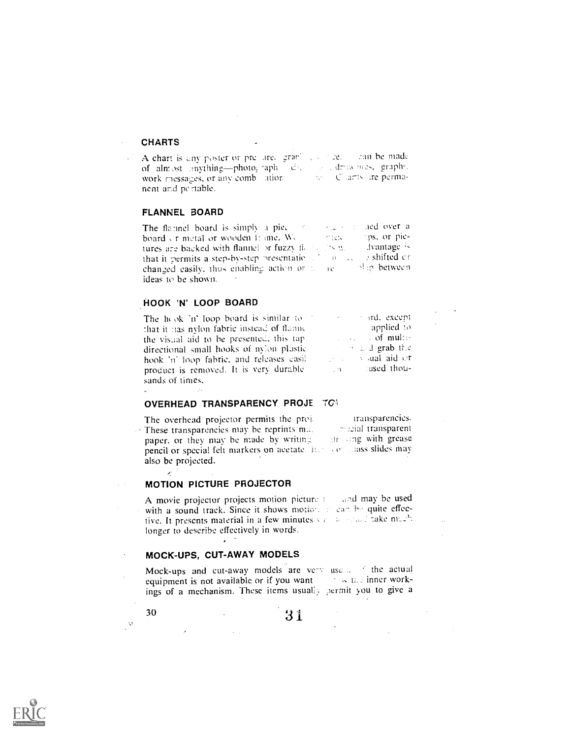### CHARTS

A chart is any poster or pre are. grap' ce. can be made of almost anything—photog raph d drawings, graphs, work messages, or any comb ation C harts are permanent and portable.

### FLANNEL BOARD

The flannel board is simply a piec ied over a board or metal or wooden frame. W ps, or pictures are backed with flannel or fuzzy fi dvantage is that it permits a step-by-step presentatio shifted or changed easily, thus enabling action or ip between ideas to be shown.

### HOOK 'N' LOOP BOARD

The hook 'n' loop board is similar to rd, except that it has nylon fabric instead of flanne applied to the visual aid to be presented, this tap of multidirectional small hooks of nylon plastic d grab the hook 'n' loop fabric, and releases easil ual aid or product is removed. It is very durable used thousands of times.

### OVERHEAD TRANSPARENCY PROJECTOR

The overhead projector permits the proj transparencies. These transparencies may be reprints m cial transparent paper, or they may be made by writing ng with grease pencil or special felt markers on acetate. lass slides may also be projected.

### MOTION PICTURE PROJECTOR

A movie projector projects motion picture and may be used with a sound track. Since it shows motion can be quite effective. It presents material in a few minutes take much longer to describe effectively in words.

### MOCK-UPS, CUT-AWAY MODELS

Mock-ups and cut-away models are very use the actual equipment is not available or if you want the inner workings of a mechanism. These items usually permit you to give a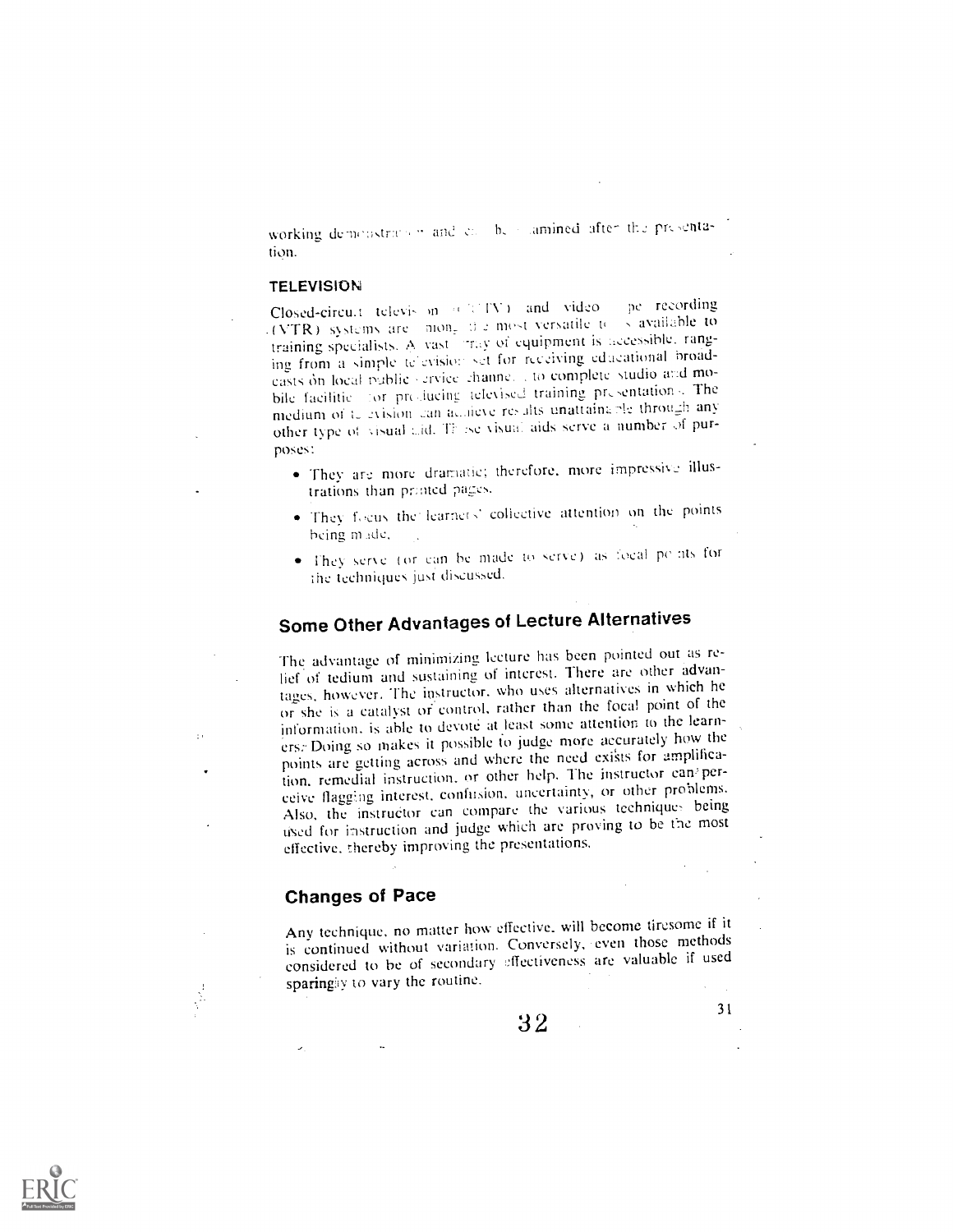working demonstration and can be examined after the presentation.

### TELEVISION

Closed-circuit television (CCTV) and video tape recording (VTR) systems are among the most versatile tools available to training specialists. A vast array of equipment is accessible, ranging from a simple television set for receiving educational broadcasts on local public service channels to complete studio and mobile facilities for producing televised training presentations. The medium of television can achieve results unattainable through any other type of visual aid. These visual aids serve a number of purposes:

- They are more dramatic; therefore, more impressive illustrations than printed pages.
- They focus the learners' collective attention on the points being made.
- They serve (or can be made to serve) as focal points for the techniques just discussed.

## Some Other Advantages of Lecture Alternatives

The advantage of minimizing lecture has been pointed out as relief of tedium and sustaining of interest. There are other advantages, however. The instructor, who uses alternatives in which he or she is a catalyst or control, rather than the focal point of the information, is able to devote at least some attention to the learners. Doing so makes it possible to judge more accurately how the points are getting across and where the need exists for amplification, remedial instruction, or other help. The instructor can perceive flagging interest, confusion, uncertainty, or other problems. Also, the instructor can compare the various techniques being used for instruction and judge which are proving to be the most effective, thereby improving the presentations.

## Changes of Pace

Any technique, no matter how effective, will become tiresome if it is continued without variation. Conversely, even those methods considered to be of secondary effectiveness are valuable if used sparingly to vary the routine.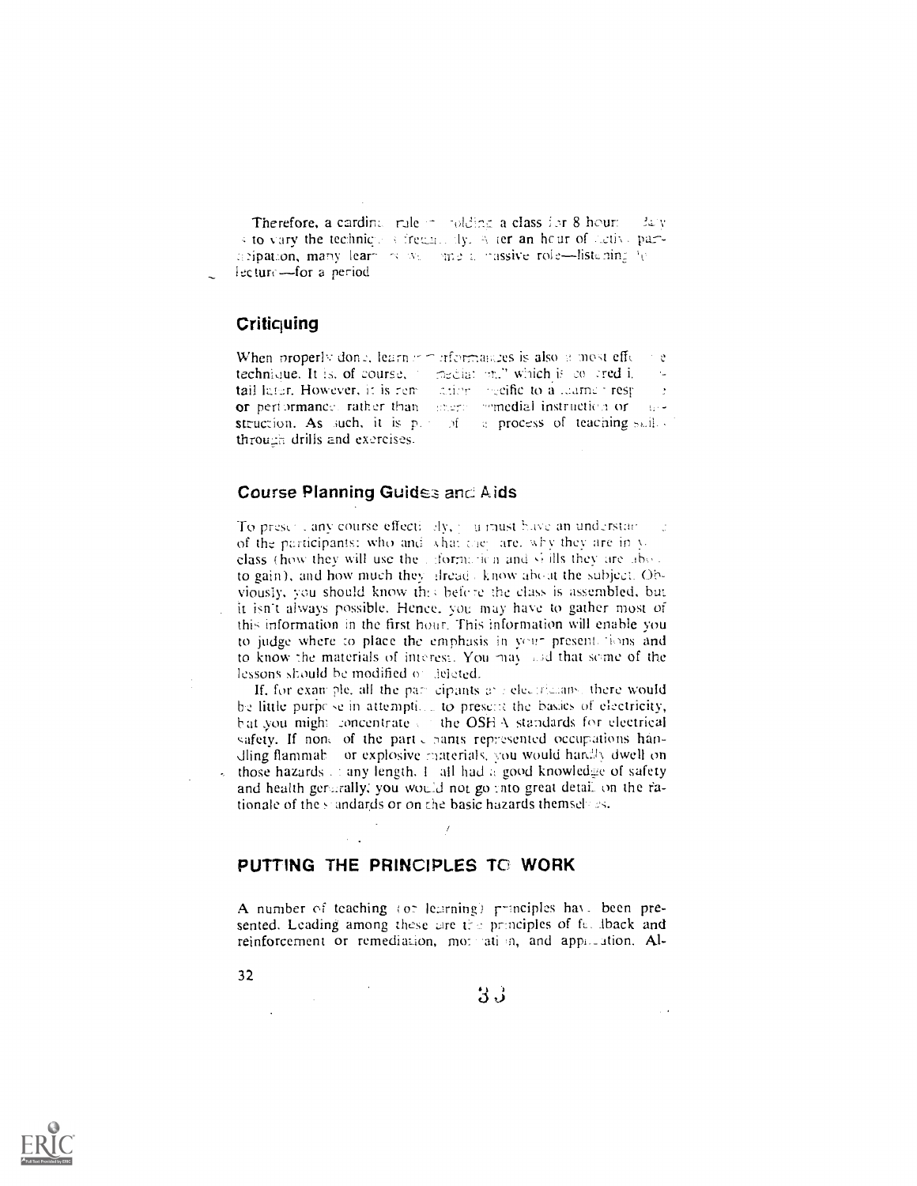Therefore, a cardinal rule in holding a class for 8 hours a day is to vary the techniques frequently. After an hour of active participation, many learners welcome a passive role—listening to a lecture—for a period.

## Critiquing

When properly done, learner performances is also a most effective technique. It is, of course, "remediation," which is covered in detail later. However, it is remediation specific to a learner response or performance rather than general remedial instruction or instruction. As such, it is part of the process of teaching skills through drills and exercises.

## Course Planning Guides and Aids

To present any course effectively, you must have an understanding of the participants: who and what they are, why they are in your class (how they will use the information and skills they are about to gain), and how much they already know about the subject. Obviously, you should know this before the class is assembled, but it isn't always possible. Hence, you may have to gather most of this information in the first hour. This information will enable you to judge where to place the emphasis in your presentations and to know the materials of interest. You may find that some of the lessons should be modified or deleted.

If, for example, all the participants are electricians, there would be little purpose in attempting to present the basics of electricity, but you might concentrate on the OSHA standards for electrical safety. If none of the participants represented occupations handling flammable or explosive materials, you would hardly dwell on those hazards at any length. If all had a good knowledge of safety and health generally, you would not go into great detail on the rationale of the standards or on the basic hazards themselves.

## PUTTING THE PRINCIPLES TO WORK

A number of teaching (or learning) principles have been presented. Leading among these are the principles of feedback and reinforcement or remediation, motivation, and application. Al-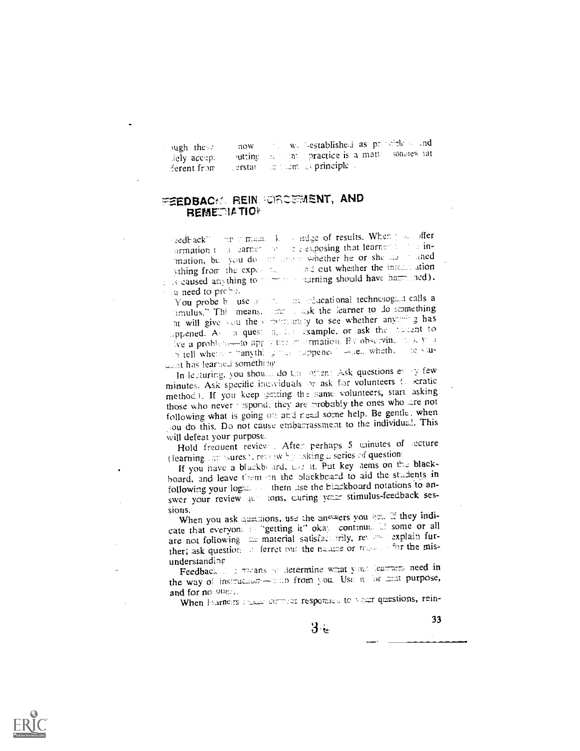ough these now well-established as principles and widely accepted, putting them into practice is a matter somewhat different from understanding them as principles.

## FEEDBACK, REINFORCEMENT, AND REMEDIATION

"Feedback" means knowledge of results. When you offer information to a learner, you are exposing that learner to the information, but you do not know whether he or she has learned anything from the exposure. To find out whether the information has caused anything to happen (learning should have happened), you need to probe.

You probe by use of what the educational technologist calls a "stimulus." This means, that you ask the learner to do something that will give you the opportunity to see whether anything has happened. Ask a question, for example, or ask the student to solve a problem—to apply the information. By observing this, you can tell whether "anything" has happened—i.e., whether the student has learned something.

In lecturing, you should do this often. Ask questions every few minutes. Ask specific individuals or ask for volunteers (Socratic method). If you keep getting the same volunteers, start asking those who never respond; they are probably the ones who are not following what is going on and need some help. Be gentle when you do this. Do not cause embarrassment to the individual. This will defeat your purpose.

Hold frequent reviews. After perhaps 5 minutes of lecture (learning exposures), review by asking a series of questions.

If you have a blackboard, use it. Put key items on the blackboard, and leave them on the blackboard to aid the students in following your logic. Let them use the blackboard notations to answer your review questions, during your stimulus-feedback sessions.

When you ask questions, use the answers you get. If they indicate that everyone is "getting it" okay, continue. If some or all are not following the material satisfactorily, review, explain further; ask questions to ferret out the nature or reason for the misunderstanding.

Feedback is a means to determine what your learners need in the way of instruction—help from you. Use it for that purpose, and for no other.

When learners make correct responses to your questions, rein-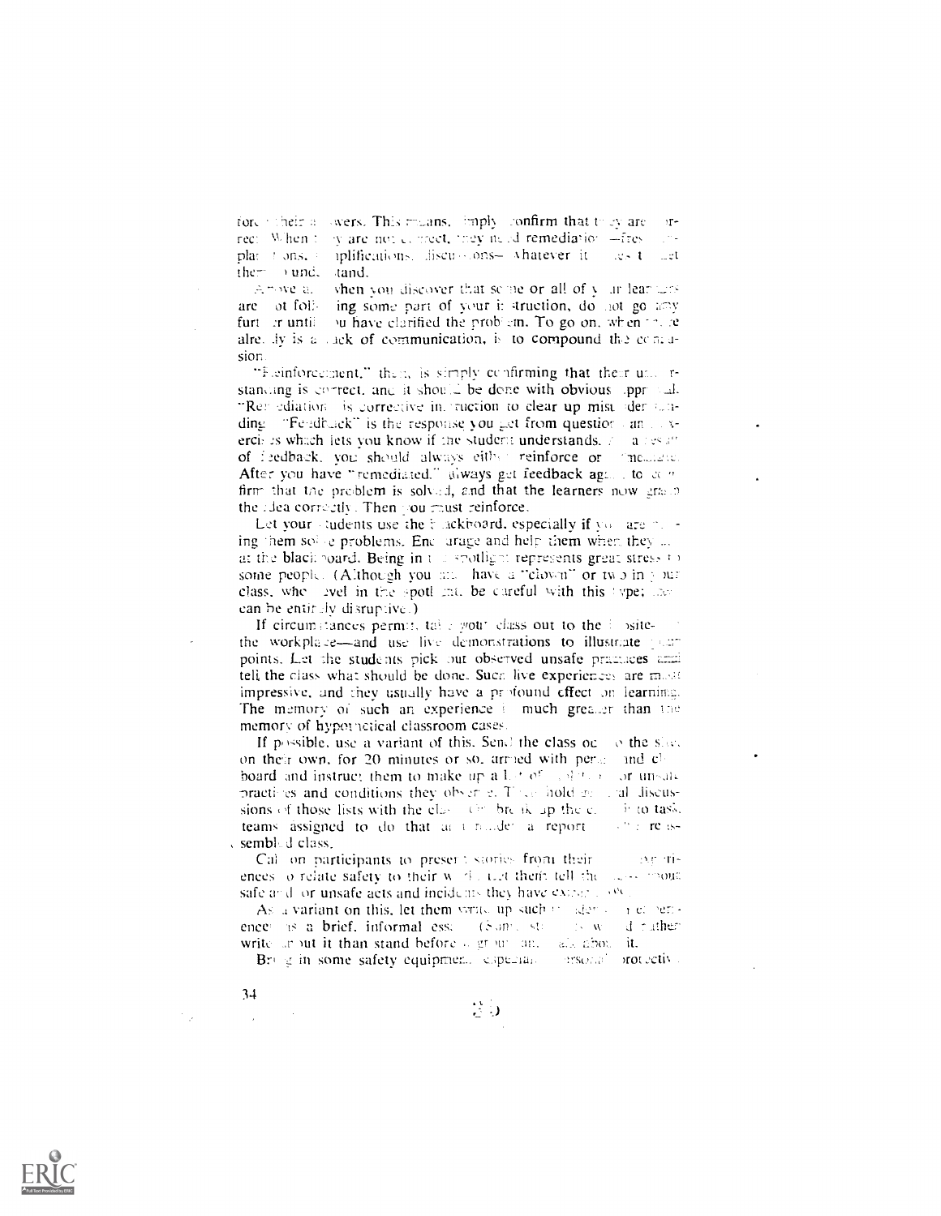force their answers. This means, simply confirm that they are correct. When they are not correct, they need remediation—fresh explanations, amplifications, discussions—whatever it takes to get them to understand.

Above all, when you discover that some or all of your learners are not following some part of your instruction, do not go any further until you have clarified the problem. To go on, when there already is a lack of communication, is to compound the confusion.

"Reinforcement," then, is simply confirming that their understanding is correct, and it should be done with obvious approval. "Remediation" is corrective instruction to clear up misunderstanding. "Feedback" is the response you get from questions and exercises which lets you know if the student understands. As a result of feedback, you should always either reinforce or remediate. After you have "remediated," always get feedback again to confirm that the problem is solved, and that the learners now grasp the idea correctly. Then you must reinforce.

Let your students use the blackboard, especially if you are giving them some problems. Encourage and help them when they are at the blackboard. Being in the spotlight represents great stress to some people. (Although you may have a "clown" or two in your class, who revel in the spotlight, be careful with this type; they can be entirely disruptive.)

If circumstances permit, take your class out to the jobsite—the workplace—and use live demonstrations to illustrate your points. Let the students pick out observed unsafe practices and tell the class what should be done. Such live experiences are most impressive, and they usually have a profound effect on learning. The memory of such an experience is much greater than the memory of hypothetical classroom cases.

If possible, use a variant of this. Send the class out to the site on their own, for 20 minutes or so, armed with pencil and clipboard and instruct them to make up a list of violations or unsafe practices and conditions they observe. Then hold general discussions of those lists with the class. Or break up the class into task teams assigned to do that and render a report to the reassembled class.

Call on participants to present stories from their own experiences to relate safety to their work. Let them tell the class about safe and/or unsafe acts and incidents they have experienced.

As a variant on this, let them write up such incidents or experiences as a brief, informal essay. (Some students would rather write about it than stand before a group and talk about it.

Bring in some safety equipment, especially personal protective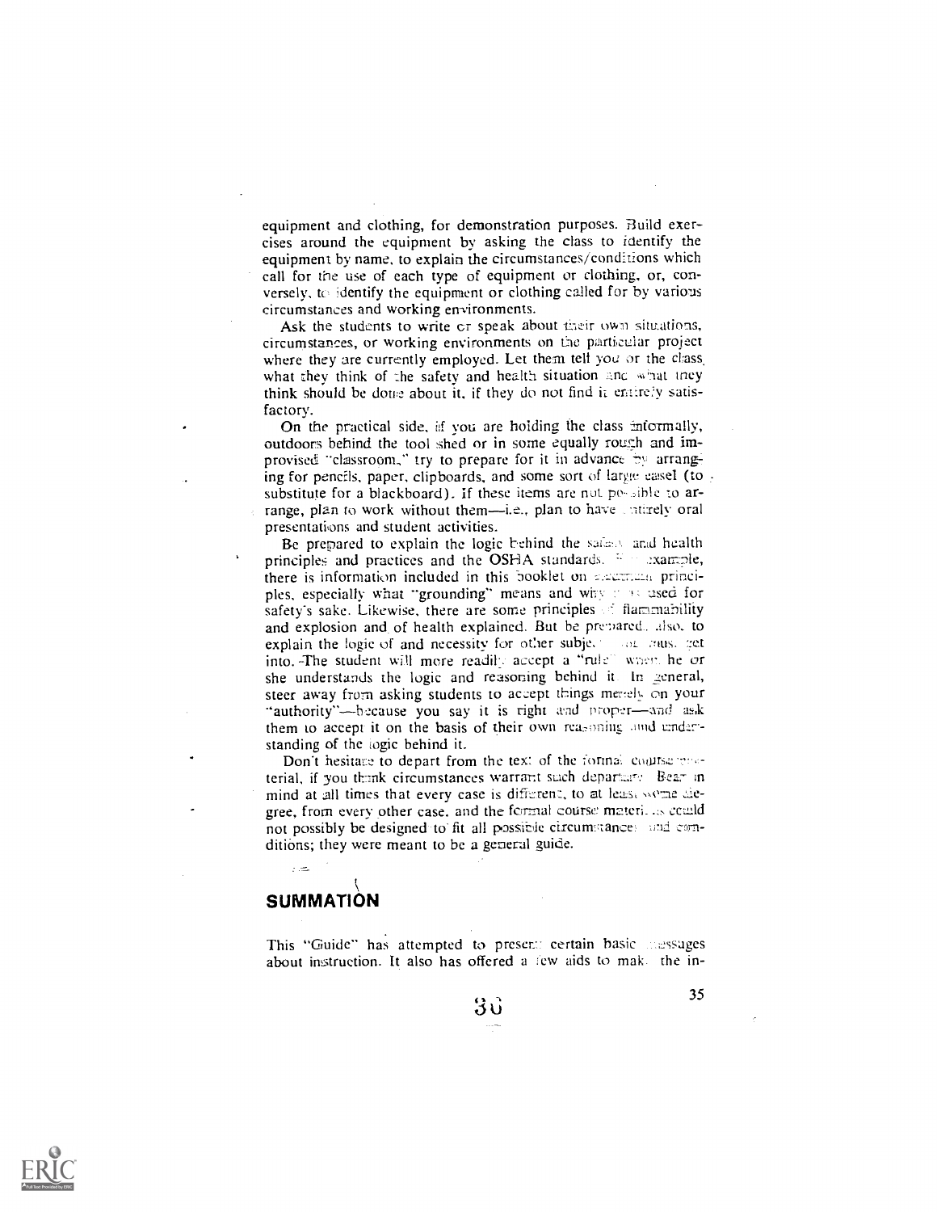equipment and clothing, for demonstration purposes. Build exercises around the equipment by asking the class to identify the equipment by name, to explain the circumstances/conditions which call for the use of each type of equipment or clothing, or, conversely, to identify the equipment or clothing called for by various circumstances and working environments.

Ask the students to write or speak about their own situations, circumstances, or working environments on the particular project where they are currently employed. Let them tell you or the class what they think of the safety and health situation and what they think should be done about it, if they do not find it entirely satisfactory.

On the practical side, if you are holding the class informally, outdoors behind the tool shed or in some equally rough and improvised "classroom," try to prepare for it in advance by arranging for pencils, paper, clipboards, and some sort of large easel (to substitute for a blackboard). If these items are not possible to arrange, plan to work without them—i.e., plan to have entirely oral presentations and student activities.

Be prepared to explain the logic behind the safety and health principles and practices and the OSHA standards. For example, there is information included in this booklet on electrical principles, especially what "grounding" means and why it is used for safety's sake. Likewise, there are some principles of flammability and explosion and of health explained. But be prepared, also, to explain the logic of and necessity for other subjects you must get into. The student will more readily accept a "rule" when he or she understands the logic and reasoning behind it. In general, steer away from asking students to accept things merely on your "authority"—because you say it is right and proper—and ask them to accept it on the basis of their own reasoning and understanding of the logic behind it.

Don't hesitate to depart from the text of the formal course material, if you think circumstances warrant such departure. Bear in mind at all times that every case is different, to at least some degree, from every other case, and the formal course materials could not possibly be designed to fit all possible circumstances and conditions; they were meant to be a general guide.

## SUMMATION

This "Guide" has attempted to present certain basic messages about instruction. It also has offered a few aids to make the in-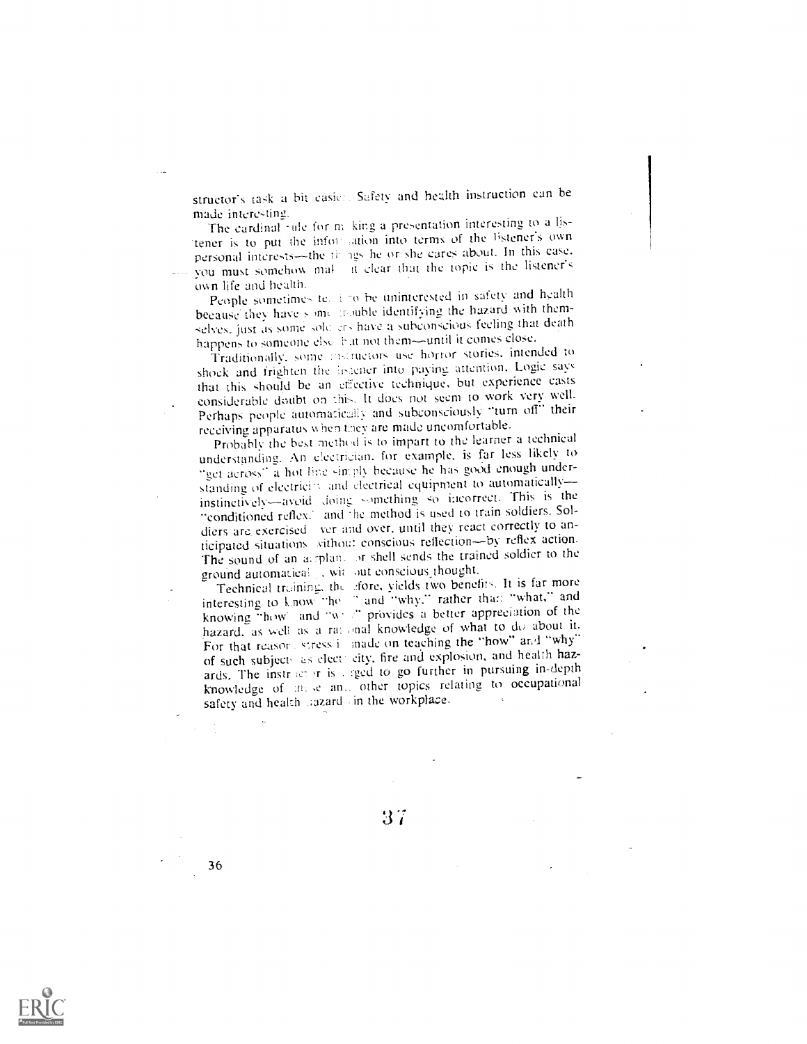structor's task a bit easier. Safety and health instruction can be made interesting.

The cardinal rule for making a presentation interesting to a listener is to put the information into terms of the listener's own personal interests—the things he or she cares about. In this case, you must somehow make it clear that the topic is the listener's own life and health.

People sometimes tend to be uninterested in safety and health because they have some trouble identifying the hazard with themselves, just as some soldiers have a subconscious feeling that death happens to someone else but not them—until it comes close.

Traditionally, some instructors use horror stories, intended to shock and frighten the listener into paying attention. Logic says that this should be an effective technique, but experience casts considerable doubt on this. It does not seem to work very well. Perhaps people automatically and subconsciously "turn off" their receiving apparatus when they are made uncomfortable.

Probably the best method is to impart to the learner a technical understanding. An electrician, for example, is far less likely to "get across" a hot line simply because he has good enough understanding of electricity and electrical equipment to automatically—instinctively—avoid doing something so incorrect. This is the "conditioned reflex," and the method is used to train soldiers. Soldiers are exercised over and over, until they react correctly to anticipated situations without conscious reflection—by reflex action. The sound of an airplane or shell sends the trained soldier to the ground automatically, without conscious thought.

Technical training, therefore, yields two benefits. It is far more interesting to know "how" and "why," rather than "what," and knowing "how" and "why" provides a better appreciation of the hazard, as well as a rational knowledge of what to do about it. For that reason, stress is made on teaching the "how" and "why" of such subjects as electricity, fire and explosion, and health hazards. The instructor is urged to go further in pursuing in-depth knowledge of these and other topics relating to occupational safety and health hazards in the workplace.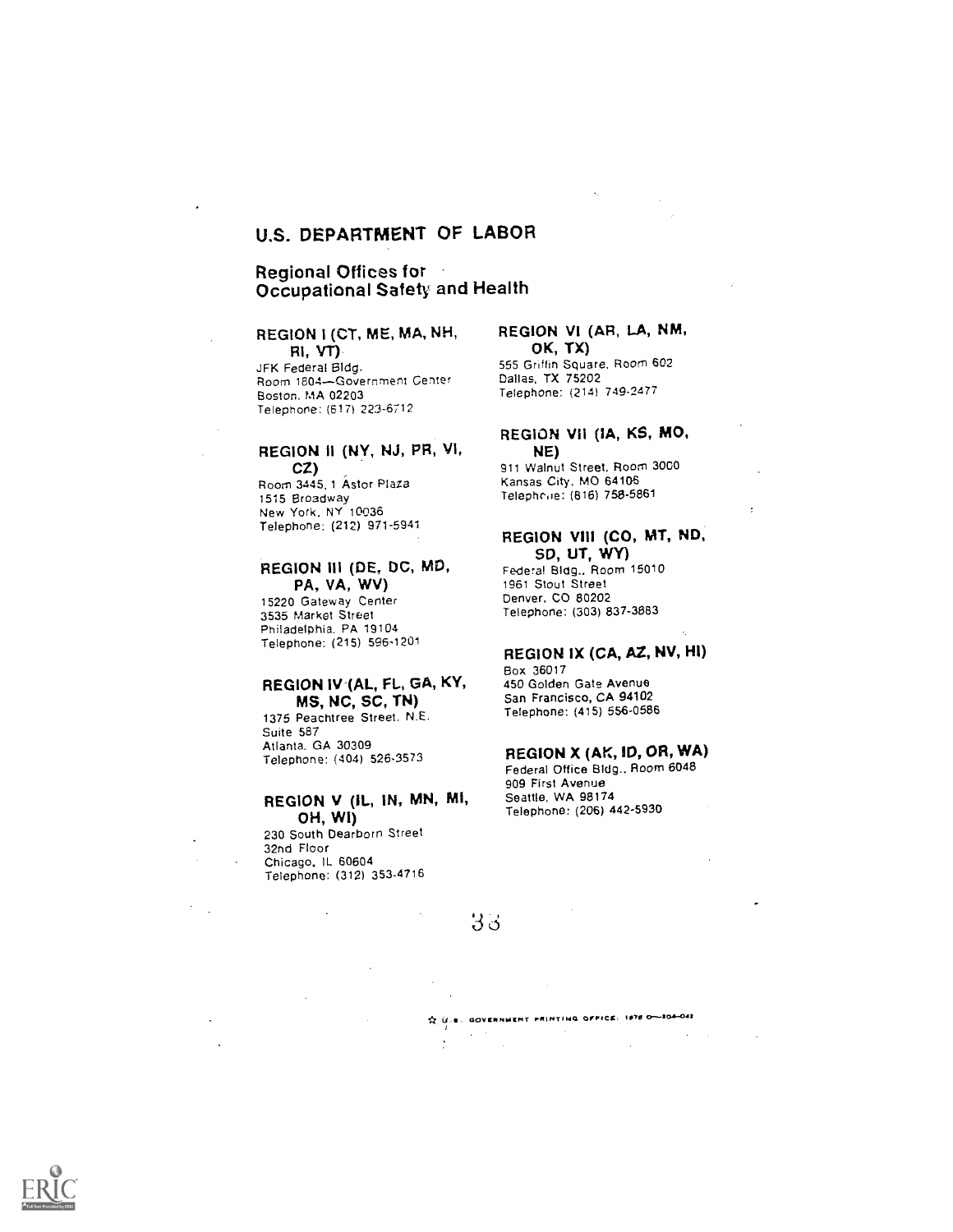# U.S. DEPARTMENT OF LABOR

## Regional Offices for Occupational Safety and Health

### REGION I (CT, ME, MA, NH, RI, VT)

JFK Federal Bldg.
Room 1804—Government Center
Boston, MA 02203
Telephone: (617) 223-6712

### REGION II (NY, NJ, PR, VI, CZ)

Room 3445, 1 Astor Plaza
1515 Broadway
New York, NY 10036
Telephone: (212) 971-5941

### REGION III (DE, DC, MD, PA, VA, WV)

15220 Gateway Center
3535 Market Street
Philadelphia, PA 19104
Telephone: (215) 596-1201

### REGION IV (AL, FL, GA, KY, MS, NC, SC, TN)

1375 Peachtree Street, N.E.
Suite 587
Atlanta, GA 30309
Telephone: (404) 526-3573

### REGION V (IL, IN, MN, MI, OH, WI)

230 South Dearborn Street
32nd Floor
Chicago, IL 60604
Telephone: (312) 353-4716

### REGION VI (AR, LA, NM, OK, TX)

555 Griffin Square, Room 602
Dallas, TX 75202
Telephone: (214) 749-2477

### REGION VII (IA, KS, MO, NE)

911 Walnut Street, Room 3000
Kansas City, MO 64106
Telephone: (816) 758-5861

### REGION VIII (CO, MT, ND, SD, UT, WY)

Federal Bldg., Room 15010
1961 Stout Street
Denver, CO 80202
Telephone: (303) 837-3883

### REGION IX (CA, AZ, NV, HI)

Box 36017
450 Golden Gate Avenue
San Francisco, CA 94102
Telephone: (415) 556-0586

### REGION X (AK, ID, OR, WA)

Federal Office Bldg., Room 6048
909 First Avenue
Seattle, WA 98174
Telephone: (206) 442-5930

☆ U.S. GOVERNMENT PRINTING OFFICE: 1976 O—204-042